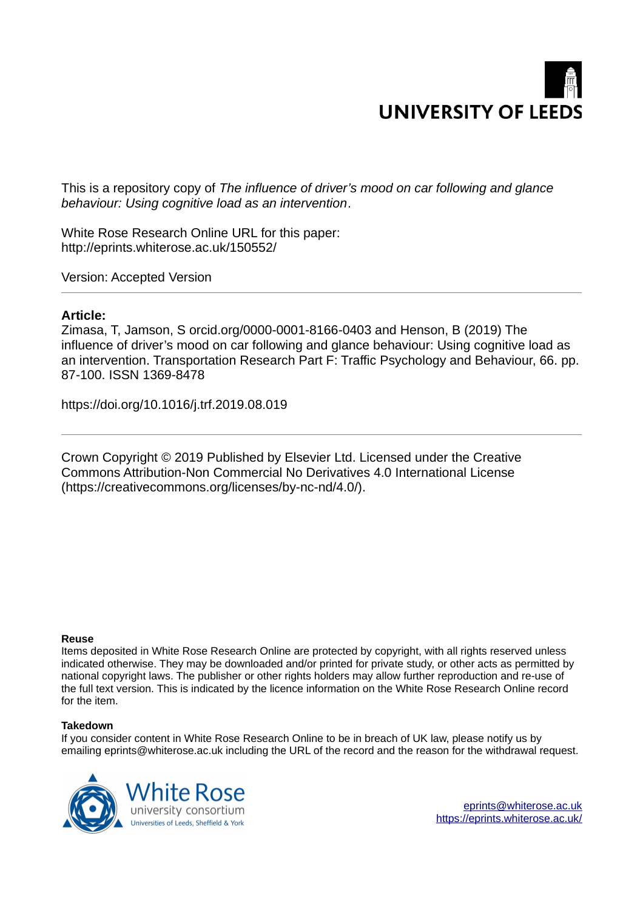UNIVERSITY OF LEEDS

This is a repository copy of *The influence of driver's mood on car following and glance behaviour: Using cognitive load as an intervention*.

White Rose Research Online URL for this paper:
http://eprints.whiterose.ac.uk/150552/

Version: Accepted Version

**Article:**

Zimasa, T, Jamson, S orcid.org/0000-0001-8166-0403 and Henson, B (2019) The influence of driver's mood on car following and glance behaviour: Using cognitive load as an intervention. Transportation Research Part F: Traffic Psychology and Behaviour, 66. pp. 87-100. ISSN 1369-8478

https://doi.org/10.1016/j.trf.2019.08.019

Crown Copyright © 2019 Published by Elsevier Ltd. Licensed under the Creative Commons Attribution-Non Commercial No Derivatives 4.0 International License (https://creativecommons.org/licenses/by-nc-nd/4.0/).

**Reuse**

Items deposited in White Rose Research Online are protected by copyright, with all rights reserved unless indicated otherwise. They may be downloaded and/or printed for private study, or other acts as permitted by national copyright laws. The publisher or other rights holders may allow further reproduction and re-use of the full text version. This is indicated by the licence information on the White Rose Research Online record for the item.

**Takedown**

If you consider content in White Rose Research Online to be in breach of UK law, please notify us by emailing eprints@whiterose.ac.uk including the URL of the record and the reason for the withdrawal request.

White Rose
university consortium
Universities of Leeds, Sheffield & York

eprints@whiterose.ac.uk
https://eprints.whiterose.ac.uk/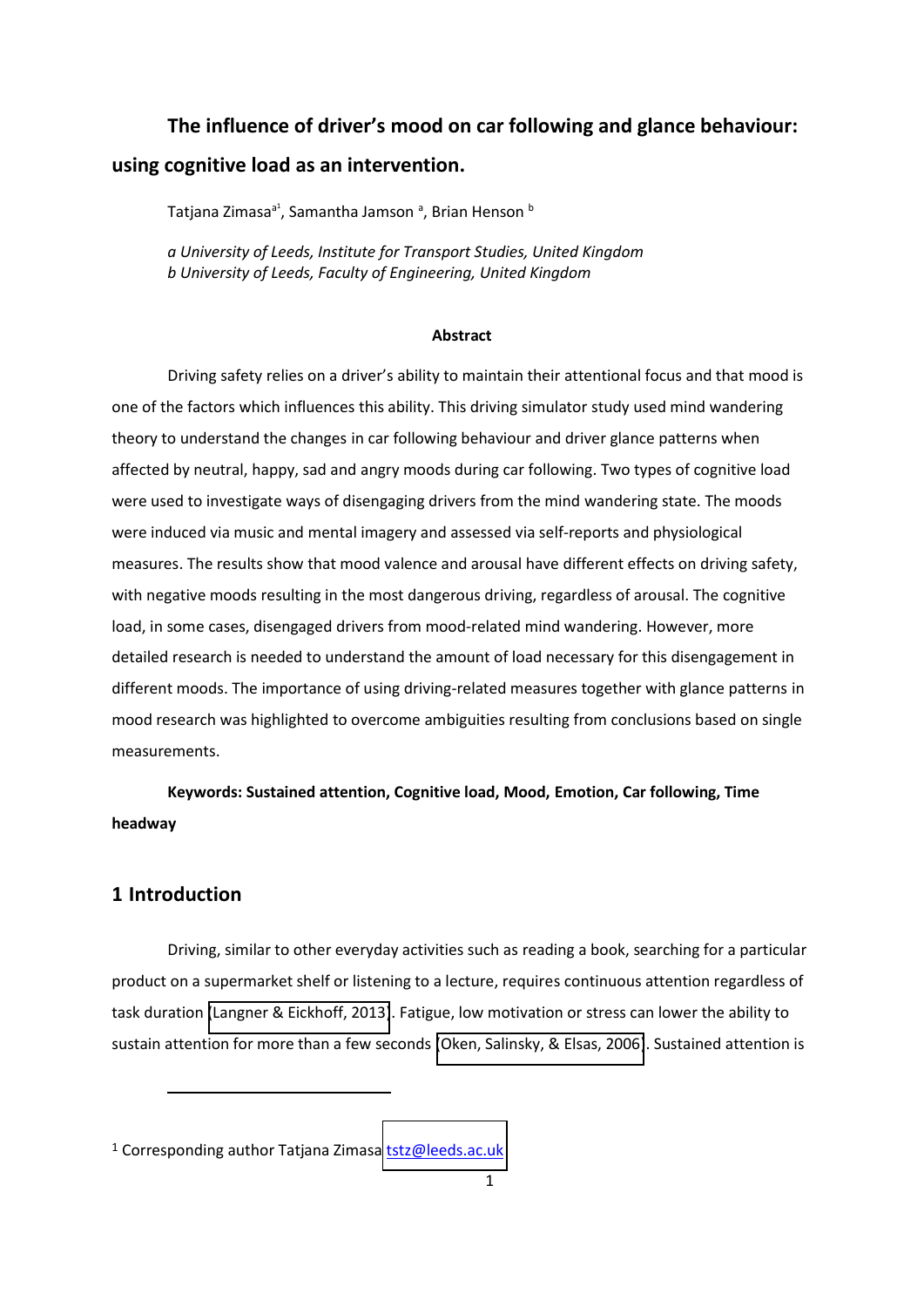# The influence of driver's mood on car following and glance behaviour: using cognitive load as an intervention.

Tatjana Zimasa[a1], Samantha Jamson [a], Brian Henson [b]

*a University of Leeds, Institute for Transport Studies, United Kingdom*
*b University of Leeds, Faculty of Engineering, United Kingdom*

**Abstract**

Driving safety relies on a driver's ability to maintain their attentional focus and that mood is one of the factors which influences this ability. This driving simulator study used mind wandering theory to understand the changes in car following behaviour and driver glance patterns when affected by neutral, happy, sad and angry moods during car following. Two types of cognitive load were used to investigate ways of disengaging drivers from the mind wandering state. The moods were induced via music and mental imagery and assessed via self-reports and physiological measures. The results show that mood valence and arousal have different effects on driving safety, with negative moods resulting in the most dangerous driving, regardless of arousal. The cognitive load, in some cases, disengaged drivers from mood-related mind wandering. However, more detailed research is needed to understand the amount of load necessary for this disengagement in different moods. The importance of using driving-related measures together with glance patterns in mood research was highlighted to overcome ambiguities resulting from conclusions based on single measurements.

**Keywords: Sustained attention, Cognitive load, Mood, Emotion, Car following, Time headway**

## 1 Introduction

Driving, similar to other everyday activities such as reading a book, searching for a particular product on a supermarket shelf or listening to a lecture, requires continuous attention regardless of task duration (Langner & Eickhoff, 2013). Fatigue, low motivation or stress can lower the ability to sustain attention for more than a few seconds (Oken, Salinsky, & Elsas, 2006). Sustained attention is

[1] Corresponding author Tatjana Zimasa tstz@leeds.ac.uk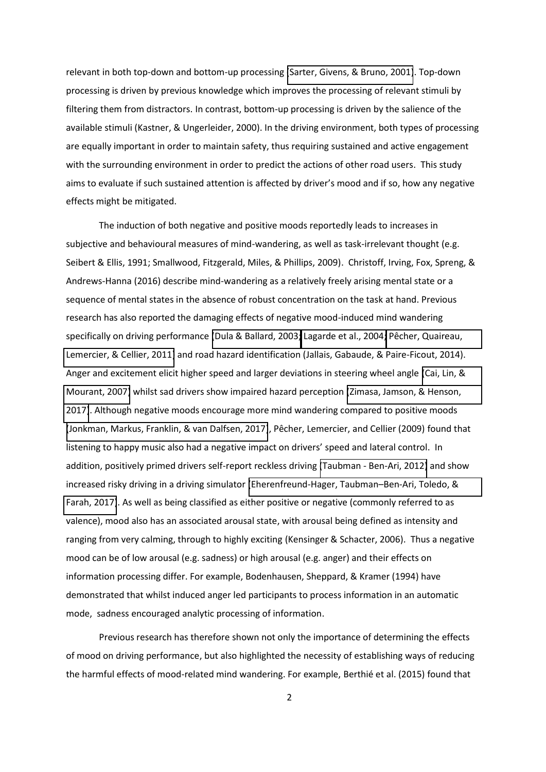relevant in both top-down and bottom-up processing (Sarter, Givens, & Bruno, 2001). Top-down processing is driven by previous knowledge which improves the processing of relevant stimuli by filtering them from distractors. In contrast, bottom-up processing is driven by the salience of the available stimuli (Kastner, & Ungerleider, 2000). In the driving environment, both types of processing are equally important in order to maintain safety, thus requiring sustained and active engagement with the surrounding environment in order to predict the actions of other road users. This study aims to evaluate if such sustained attention is affected by driver's mood and if so, how any negative effects might be mitigated.

The induction of both negative and positive moods reportedly leads to increases in subjective and behavioural measures of mind-wandering, as well as task-irrelevant thought (e.g. Seibert & Ellis, 1991; Smallwood, Fitzgerald, Miles, & Phillips, 2009). Christoff, Irving, Fox, Spreng, & Andrews-Hanna (2016) describe mind-wandering as a relatively freely arising mental state or a sequence of mental states in the absence of robust concentration on the task at hand. Previous research has also reported the damaging effects of negative mood-induced mind wandering specifically on driving performance (Dula & Ballard, 2003; Lagarde et al., 2004; Pêcher, Quaireau, Lemercier, & Cellier, 2011) and road hazard identification (Jallais, Gabaude, & Paire-Ficout, 2014). Anger and excitement elicit higher speed and larger deviations in steering wheel angle (Cai, Lin, & Mourant, 2007) whilst sad drivers show impaired hazard perception (Zimasa, Jamson, & Henson, 2017). Although negative moods encourage more mind wandering compared to positive moods (Jonkman, Markus, Franklin, & van Dalfsen, 2017), Pêcher, Lemercier, and Cellier (2009) found that listening to happy music also had a negative impact on drivers' speed and lateral control. In addition, positively primed drivers self-report reckless driving (Taubman - Ben-Ari, 2012) and show increased risky driving in a driving simulator (Eherenfreund-Hager, Taubman–Ben-Ari, Toledo, & Farah, 2017). As well as being classified as either positive or negative (commonly referred to as valence), mood also has an associated arousal state, with arousal being defined as intensity and ranging from very calming, through to highly exciting (Kensinger & Schacter, 2006). Thus a negative mood can be of low arousal (e.g. sadness) or high arousal (e.g. anger) and their effects on information processing differ. For example, Bodenhausen, Sheppard, & Kramer (1994) have demonstrated that whilst induced anger led participants to process information in an automatic mode, sadness encouraged analytic processing of information.

Previous research has therefore shown not only the importance of determining the effects of mood on driving performance, but also highlighted the necessity of establishing ways of reducing the harmful effects of mood-related mind wandering. For example, Berthié et al. (2015) found that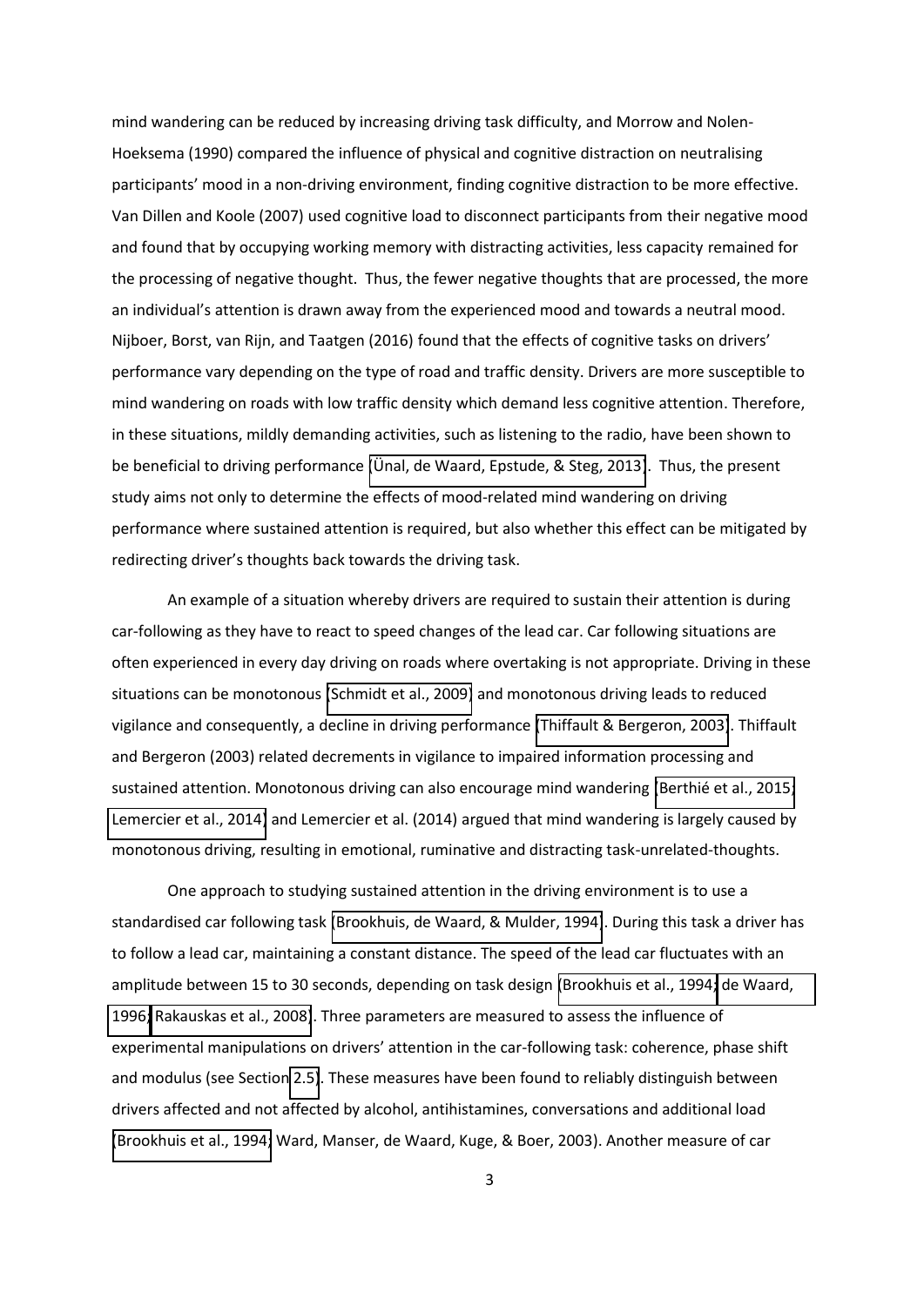mind wandering can be reduced by increasing driving task difficulty, and Morrow and Nolen-Hoeksema (1990) compared the influence of physical and cognitive distraction on neutralising participants' mood in a non-driving environment, finding cognitive distraction to be more effective. Van Dillen and Koole (2007) used cognitive load to disconnect participants from their negative mood and found that by occupying working memory with distracting activities, less capacity remained for the processing of negative thought. Thus, the fewer negative thoughts that are processed, the more an individual's attention is drawn away from the experienced mood and towards a neutral mood. Nijboer, Borst, van Rijn, and Taatgen (2016) found that the effects of cognitive tasks on drivers' performance vary depending on the type of road and traffic density. Drivers are more susceptible to mind wandering on roads with low traffic density which demand less cognitive attention. Therefore, in these situations, mildly demanding activities, such as listening to the radio, have been shown to be beneficial to driving performance (Ünal, de Waard, Epstude, & Steg, 2013). Thus, the present study aims not only to determine the effects of mood-related mind wandering on driving performance where sustained attention is required, but also whether this effect can be mitigated by redirecting driver's thoughts back towards the driving task.

An example of a situation whereby drivers are required to sustain their attention is during car-following as they have to react to speed changes of the lead car. Car following situations are often experienced in every day driving on roads where overtaking is not appropriate. Driving in these situations can be monotonous (Schmidt et al., 2009) and monotonous driving leads to reduced vigilance and consequently, a decline in driving performance (Thiffault & Bergeron, 2003). Thiffault and Bergeron (2003) related decrements in vigilance to impaired information processing and sustained attention. Monotonous driving can also encourage mind wandering (Berthié et al., 2015; Lemercier et al., 2014) and Lemercier et al. (2014) argued that mind wandering is largely caused by monotonous driving, resulting in emotional, ruminative and distracting task-unrelated-thoughts.

One approach to studying sustained attention in the driving environment is to use a standardised car following task (Brookhuis, de Waard, & Mulder, 1994). During this task a driver has to follow a lead car, maintaining a constant distance. The speed of the lead car fluctuates with an amplitude between 15 to 30 seconds, depending on task design (Brookhuis et al., 1994; de Waard, 1996; Rakauskas et al., 2008). Three parameters are measured to assess the influence of experimental manipulations on drivers' attention in the car-following task: coherence, phase shift and modulus (see Section 2.5). These measures have been found to reliably distinguish between drivers affected and not affected by alcohol, antihistamines, conversations and additional load (Brookhuis et al., 1994; Ward, Manser, de Waard, Kuge, & Boer, 2003). Another measure of car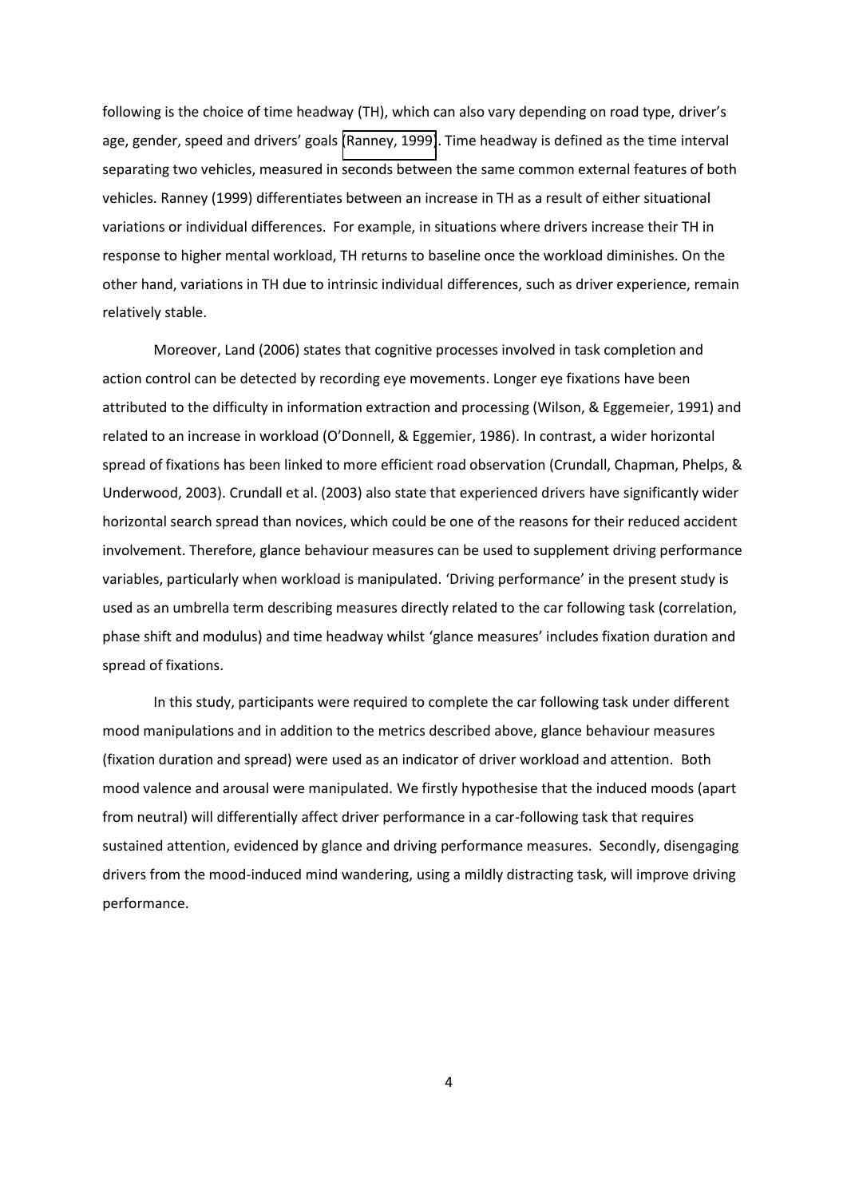following is the choice of time headway (TH), which can also vary depending on road type, driver's age, gender, speed and drivers' goals (Ranney, 1999). Time headway is defined as the time interval separating two vehicles, measured in seconds between the same common external features of both vehicles. Ranney (1999) differentiates between an increase in TH as a result of either situational variations or individual differences. For example, in situations where drivers increase their TH in response to higher mental workload, TH returns to baseline once the workload diminishes. On the other hand, variations in TH due to intrinsic individual differences, such as driver experience, remain relatively stable.

Moreover, Land (2006) states that cognitive processes involved in task completion and action control can be detected by recording eye movements. Longer eye fixations have been attributed to the difficulty in information extraction and processing (Wilson, & Eggemeier, 1991) and related to an increase in workload (O'Donnell, & Eggemier, 1986). In contrast, a wider horizontal spread of fixations has been linked to more efficient road observation (Crundall, Chapman, Phelps, & Underwood, 2003). Crundall et al. (2003) also state that experienced drivers have significantly wider horizontal search spread than novices, which could be one of the reasons for their reduced accident involvement. Therefore, glance behaviour measures can be used to supplement driving performance variables, particularly when workload is manipulated. 'Driving performance' in the present study is used as an umbrella term describing measures directly related to the car following task (correlation, phase shift and modulus) and time headway whilst 'glance measures' includes fixation duration and spread of fixations.

In this study, participants were required to complete the car following task under different mood manipulations and in addition to the metrics described above, glance behaviour measures (fixation duration and spread) were used as an indicator of driver workload and attention. Both mood valence and arousal were manipulated. We firstly hypothesise that the induced moods (apart from neutral) will differentially affect driver performance in a car-following task that requires sustained attention, evidenced by glance and driving performance measures. Secondly, disengaging drivers from the mood-induced mind wandering, using a mildly distracting task, will improve driving performance.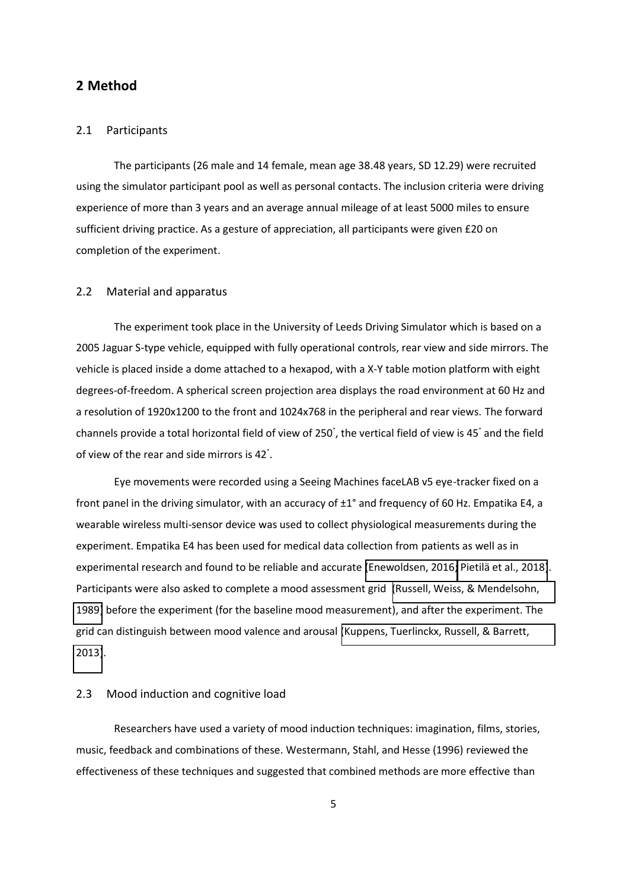## 2 Method

### 2.1 Participants

The participants (26 male and 14 female, mean age 38.48 years, SD 12.29) were recruited using the simulator participant pool as well as personal contacts. The inclusion criteria were driving experience of more than 3 years and an average annual mileage of at least 5000 miles to ensure sufficient driving practice. As a gesture of appreciation, all participants were given £20 on completion of the experiment.

### 2.2 Material and apparatus

The experiment took place in the University of Leeds Driving Simulator which is based on a 2005 Jaguar S-type vehicle, equipped with fully operational controls, rear view and side mirrors. The vehicle is placed inside a dome attached to a hexapod, with a X-Y table motion platform with eight degrees-of-freedom. A spherical screen projection area displays the road environment at 60 Hz and a resolution of 1920x1200 to the front and 1024x768 in the peripheral and rear views. The forward channels provide a total horizontal field of view of 250˚, the vertical field of view is 45˚ and the field of view of the rear and side mirrors is 42˚.

Eye movements were recorded using a Seeing Machines faceLAB v5 eye-tracker fixed on a front panel in the driving simulator, with an accuracy of ±1° and frequency of 60 Hz. Empatika E4, a wearable wireless multi-sensor device was used to collect physiological measurements during the experiment. Empatika E4 has been used for medical data collection from patients as well as in experimental research and found to be reliable and accurate (Enewoldsen, 2016; Pietilä et al., 2018). Participants were also asked to complete a mood assessment grid (Russell, Weiss, & Mendelsohn, 1989) before the experiment (for the baseline mood measurement), and after the experiment. The grid can distinguish between mood valence and arousal (Kuppens, Tuerlinckx, Russell, & Barrett, 2013).

### 2.3 Mood induction and cognitive load

Researchers have used a variety of mood induction techniques: imagination, films, stories, music, feedback and combinations of these. Westermann, Stahl, and Hesse (1996) reviewed the effectiveness of these techniques and suggested that combined methods are more effective than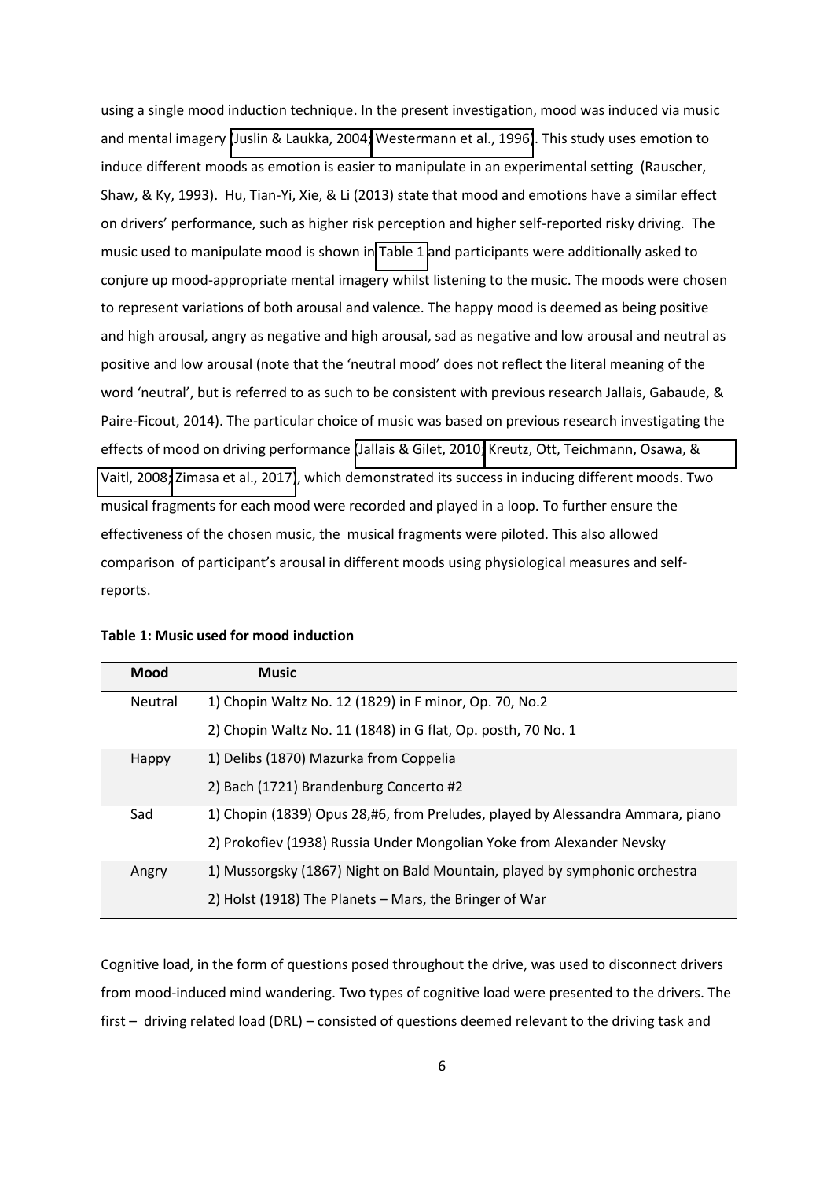using a single mood induction technique. In the present investigation, mood was induced via music and mental imagery (Juslin & Laukka, 2004; Westermann et al., 1996). This study uses emotion to induce different moods as emotion is easier to manipulate in an experimental setting (Rauscher, Shaw, & Ky, 1993). Hu, Tian-Yi, Xie, & Li (2013) state that mood and emotions have a similar effect on drivers' performance, such as higher risk perception and higher self-reported risky driving. The music used to manipulate mood is shown in Table 1 and participants were additionally asked to conjure up mood-appropriate mental imagery whilst listening to the music. The moods were chosen to represent variations of both arousal and valence. The happy mood is deemed as being positive and high arousal, angry as negative and high arousal, sad as negative and low arousal and neutral as positive and low arousal (note that the 'neutral mood' does not reflect the literal meaning of the word 'neutral', but is referred to as such to be consistent with previous research Jallais, Gabaude, & Paire-Ficout, 2014). The particular choice of music was based on previous research investigating the effects of mood on driving performance (Jallais & Gilet, 2010; Kreutz, Ott, Teichmann, Osawa, & Vaitl, 2008; Zimasa et al., 2017), which demonstrated its success in inducing different moods. Two musical fragments for each mood were recorded and played in a loop. To further ensure the effectiveness of the chosen music, the musical fragments were piloted. This also allowed comparison of participant's arousal in different moods using physiological measures and self-reports.

**Table 1: Music used for mood induction**

| Mood | Music |
|---|---|
| Neutral | 1) Chopin Waltz No. 12 (1829) in F minor, Op. 70, No.2 |
| | 2) Chopin Waltz No. 11 (1848) in G flat, Op. posth, 70 No. 1 |
| Happy | 1) Delibs (1870) Mazurka from Coppelia |
| | 2) Bach (1721) Brandenburg Concerto #2 |
| Sad | 1) Chopin (1839) Opus 28,#6, from Preludes, played by Alessandra Ammara, piano |
| | 2) Prokofiev (1938) Russia Under Mongolian Yoke from Alexander Nevsky |
| Angry | 1) Mussorgsky (1867) Night on Bald Mountain, played by symphonic orchestra |
| | 2) Holst (1918) The Planets – Mars, the Bringer of War |

Cognitive load, in the form of questions posed throughout the drive, was used to disconnect drivers from mood-induced mind wandering. Two types of cognitive load were presented to the drivers. The first – driving related load (DRL) – consisted of questions deemed relevant to the driving task and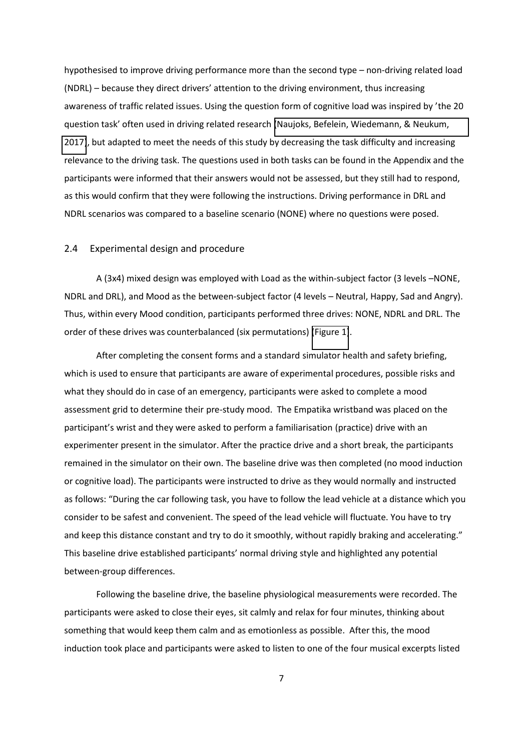hypothesised to improve driving performance more than the second type – non-driving related load (NDRL) – because they direct drivers' attention to the driving environment, thus increasing awareness of traffic related issues. Using the question form of cognitive load was inspired by 'the 20 question task' often used in driving related research (Naujoks, Befelein, Wiedemann, & Neukum, 2017), but adapted to meet the needs of this study by decreasing the task difficulty and increasing relevance to the driving task. The questions used in both tasks can be found in the Appendix and the participants were informed that their answers would not be assessed, but they still had to respond, as this would confirm that they were following the instructions. Driving performance in DRL and NDRL scenarios was compared to a baseline scenario (NONE) where no questions were posed.

## 2.4 Experimental design and procedure

A (3x4) mixed design was employed with Load as the within-subject factor (3 levels –NONE, NDRL and DRL), and Mood as the between-subject factor (4 levels – Neutral, Happy, Sad and Angry). Thus, within every Mood condition, participants performed three drives: NONE, NDRL and DRL. The order of these drives was counterbalanced (six permutations) (Figure 1).

After completing the consent forms and a standard simulator health and safety briefing, which is used to ensure that participants are aware of experimental procedures, possible risks and what they should do in case of an emergency, participants were asked to complete a mood assessment grid to determine their pre-study mood. The Empatika wristband was placed on the participant's wrist and they were asked to perform a familiarisation (practice) drive with an experimenter present in the simulator. After the practice drive and a short break, the participants remained in the simulator on their own. The baseline drive was then completed (no mood induction or cognitive load). The participants were instructed to drive as they would normally and instructed as follows: "During the car following task, you have to follow the lead vehicle at a distance which you consider to be safest and convenient. The speed of the lead vehicle will fluctuate. You have to try and keep this distance constant and try to do it smoothly, without rapidly braking and accelerating." This baseline drive established participants' normal driving style and highlighted any potential between-group differences.

Following the baseline drive, the baseline physiological measurements were recorded. The participants were asked to close their eyes, sit calmly and relax for four minutes, thinking about something that would keep them calm and as emotionless as possible. After this, the mood induction took place and participants were asked to listen to one of the four musical excerpts listed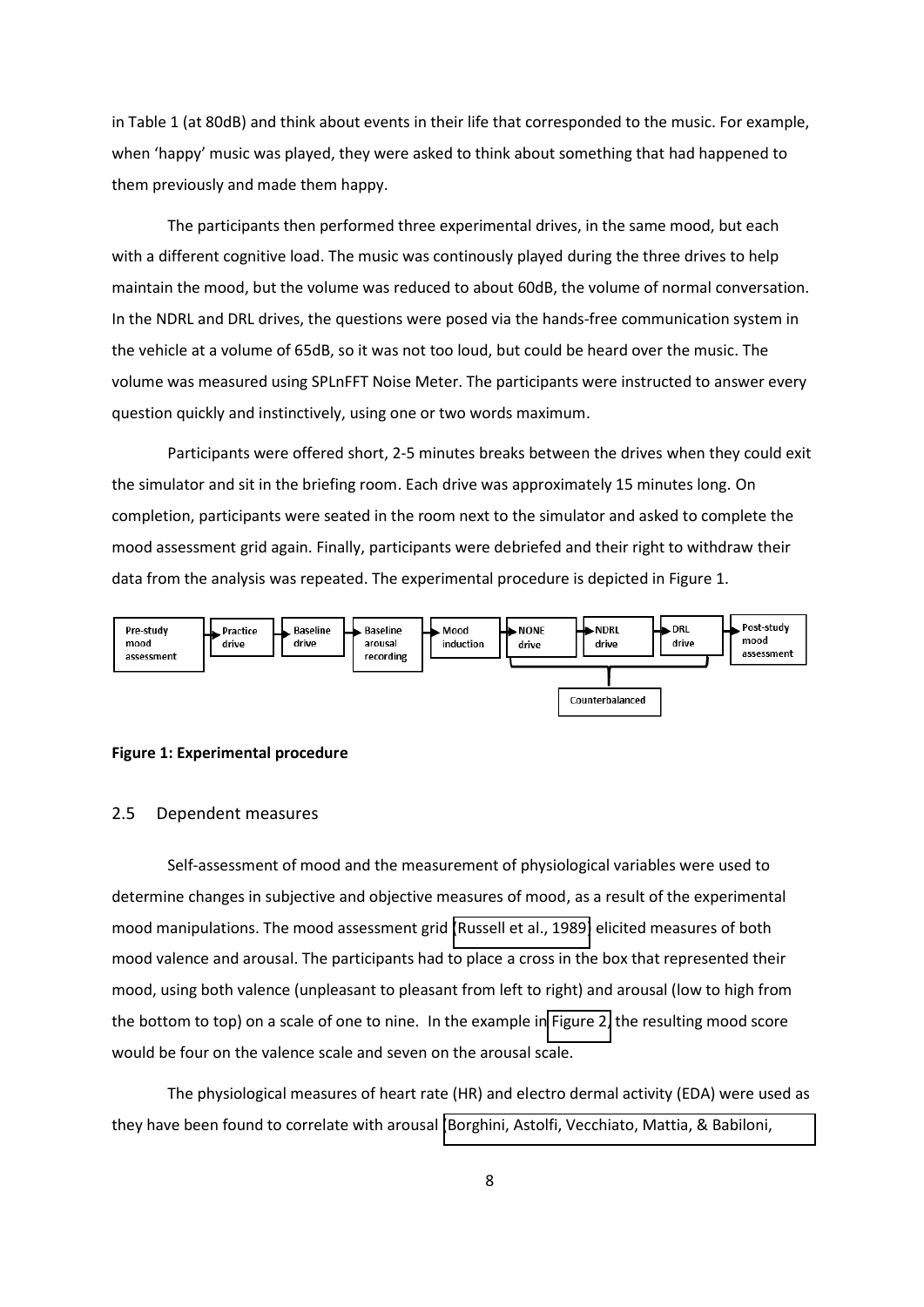in Table 1 (at 80dB) and think about events in their life that corresponded to the music. For example, when 'happy' music was played, they were asked to think about something that had happened to them previously and made them happy.

The participants then performed three experimental drives, in the same mood, but each with a different cognitive load. The music was continously played during the three drives to help maintain the mood, but the volume was reduced to about 60dB, the volume of normal conversation. In the NDRL and DRL drives, the questions were posed via the hands-free communication system in the vehicle at a volume of 65dB, so it was not too loud, but could be heard over the music. The volume was measured using SPLnFFT Noise Meter. The participants were instructed to answer every question quickly and instinctively, using one or two words maximum.

Participants were offered short, 2-5 minutes breaks between the drives when they could exit the simulator and sit in the briefing room. Each drive was approximately 15 minutes long. On completion, participants were seated in the room next to the simulator and asked to complete the mood assessment grid again. Finally, participants were debriefed and their right to withdraw their data from the analysis was repeated. The experimental procedure is depicted in Figure 1.

Pre-study mood assessment

Practice drive

Baseline drive

Baseline arousal recording

Mood induction

NONE drive

NDRL drive

DRL drive

Post-study mood assessment

Counterbalanced

**Figure 1: Experimental procedure**

## 2.5 Dependent measures

Self-assessment of mood and the measurement of physiological variables were used to determine changes in subjective and objective measures of mood, as a result of the experimental mood manipulations. The mood assessment grid (Russell et al., 1989) elicited measures of both mood valence and arousal. The participants had to place a cross in the box that represented their mood, using both valence (unpleasant to pleasant from left to right) and arousal (low to high from the bottom to top) on a scale of one to nine. In the example in Figure 2, the resulting mood score would be four on the valence scale and seven on the arousal scale.

The physiological measures of heart rate (HR) and electro dermal activity (EDA) were used as they have been found to correlate with arousal (Borghini, Astolfi, Vecchiato, Mattia, & Babiloni,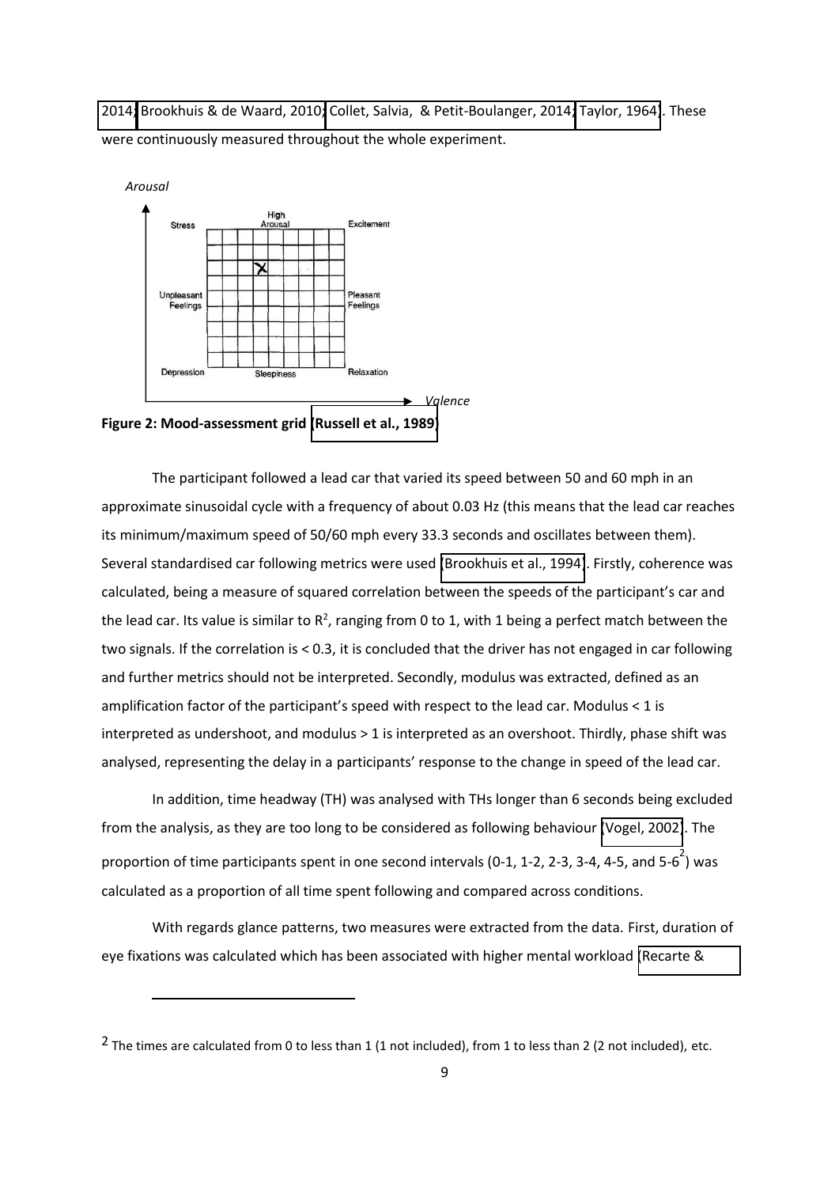2014; Brookhuis & de Waard, 2010; Collet, Salvia, & Petit-Boulanger, 2014; Taylor, 1964). These were continuously measured throughout the whole experiment.

Arousal

Stress

High Arousal

Excitement

Unpleasant Feelings

Pleasant Feelings

Depression

Sleepiness

Relaxation

Valence

**Figure 2: Mood-assessment grid (Russell et al., 1989)**

The participant followed a lead car that varied its speed between 50 and 60 mph in an approximate sinusoidal cycle with a frequency of about 0.03 Hz (this means that the lead car reaches its minimum/maximum speed of 50/60 mph every 33.3 seconds and oscillates between them). Several standardised car following metrics were used (Brookhuis et al., 1994). Firstly, coherence was calculated, being a measure of squared correlation between the speeds of the participant's car and the lead car. Its value is similar to $R^2$, ranging from 0 to 1, with 1 being a perfect match between the two signals. If the correlation is < 0.3, it is concluded that the driver has not engaged in car following and further metrics should not be interpreted. Secondly, modulus was extracted, defined as an amplification factor of the participant's speed with respect to the lead car. Modulus < 1 is interpreted as undershoot, and modulus > 1 is interpreted as an overshoot. Thirdly, phase shift was analysed, representing the delay in a participants' response to the change in speed of the lead car.

In addition, time headway (TH) was analysed with THs longer than 6 seconds being excluded from the analysis, as they are too long to be considered as following behaviour (Vogel, 2002). The proportion of time participants spent in one second intervals (0-1, 1-2, 2-3, 3-4, 4-5, and 5-6[2]) was calculated as a proportion of all time spent following and compared across conditions.

With regards glance patterns, two measures were extracted from the data. First, duration of eye fixations was calculated which has been associated with higher mental workload (Recarte &

[2] The times are calculated from 0 to less than 1 (1 not included), from 1 to less than 2 (2 not included), etc.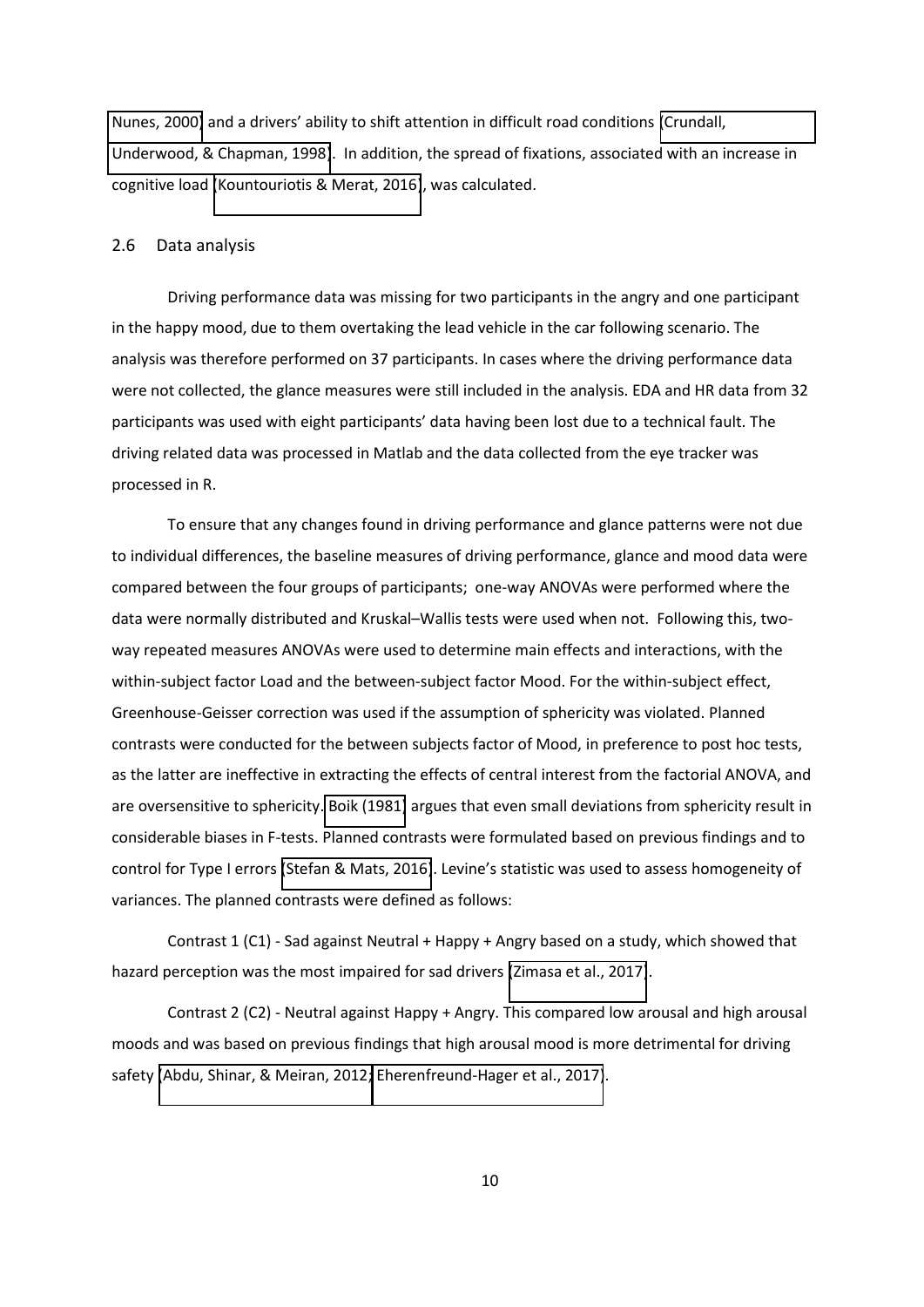Nunes, 2000) and a drivers' ability to shift attention in difficult road conditions (Crundall, Underwood, & Chapman, 1998). In addition, the spread of fixations, associated with an increase in cognitive load (Kountouriotis & Merat, 2016), was calculated.

### 2.6 Data analysis

Driving performance data was missing for two participants in the angry and one participant in the happy mood, due to them overtaking the lead vehicle in the car following scenario. The analysis was therefore performed on 37 participants. In cases where the driving performance data were not collected, the glance measures were still included in the analysis. EDA and HR data from 32 participants was used with eight participants' data having been lost due to a technical fault. The driving related data was processed in Matlab and the data collected from the eye tracker was processed in R.

To ensure that any changes found in driving performance and glance patterns were not due to individual differences, the baseline measures of driving performance, glance and mood data were compared between the four groups of participants; one-way ANOVAs were performed where the data were normally distributed and Kruskal–Wallis tests were used when not. Following this, two-way repeated measures ANOVAs were used to determine main effects and interactions, with the within-subject factor Load and the between-subject factor Mood. For the within-subject effect, Greenhouse-Geisser correction was used if the assumption of sphericity was violated. Planned contrasts were conducted for the between subjects factor of Mood, in preference to post hoc tests, as the latter are ineffective in extracting the effects of central interest from the factorial ANOVA, and are oversensitive to sphericity. Boik (1981) argues that even small deviations from sphericity result in considerable biases in F-tests. Planned contrasts were formulated based on previous findings and to control for Type I errors (Stefan & Mats, 2016). Levine's statistic was used to assess homogeneity of variances. The planned contrasts were defined as follows:

Contrast 1 (C1) - Sad against Neutral + Happy + Angry based on a study, which showed that hazard perception was the most impaired for sad drivers (Zimasa et al., 2017).

Contrast 2 (C2) - Neutral against Happy + Angry. This compared low arousal and high arousal moods and was based on previous findings that high arousal mood is more detrimental for driving safety (Abdu, Shinar, & Meiran, 2012; Eherenfreund-Hager et al., 2017).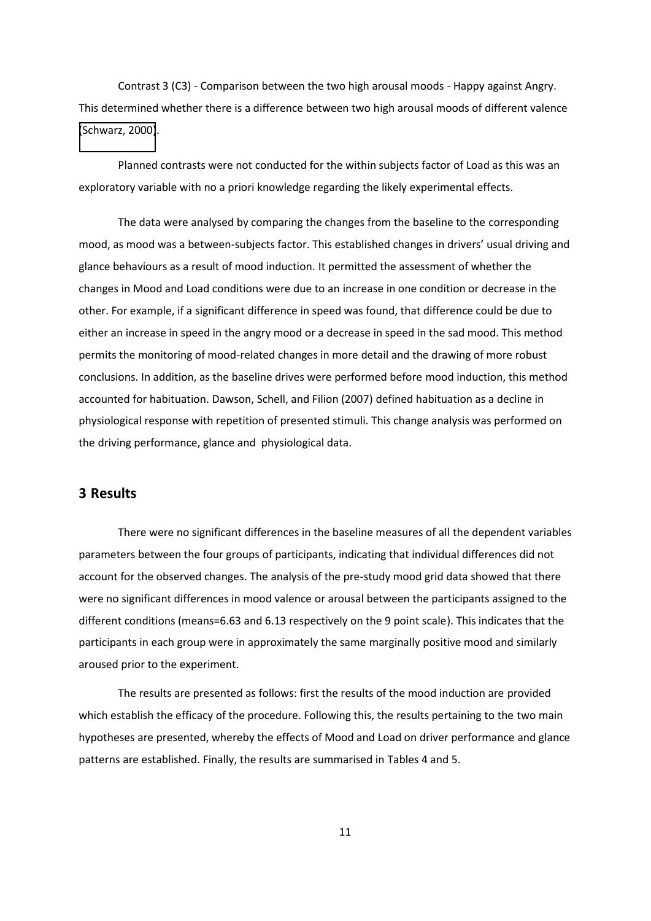Contrast 3 (C3) - Comparison between the two high arousal moods - Happy against Angry. This determined whether there is a difference between two high arousal moods of different valence (Schwarz, 2000).

Planned contrasts were not conducted for the within subjects factor of Load as this was an exploratory variable with no a priori knowledge regarding the likely experimental effects.

The data were analysed by comparing the changes from the baseline to the corresponding mood, as mood was a between-subjects factor. This established changes in drivers' usual driving and glance behaviours as a result of mood induction. It permitted the assessment of whether the changes in Mood and Load conditions were due to an increase in one condition or decrease in the other. For example, if a significant difference in speed was found, that difference could be due to either an increase in speed in the angry mood or a decrease in speed in the sad mood. This method permits the monitoring of mood-related changes in more detail and the drawing of more robust conclusions. In addition, as the baseline drives were performed before mood induction, this method accounted for habituation. Dawson, Schell, and Filion (2007) defined habituation as a decline in physiological response with repetition of presented stimuli. This change analysis was performed on the driving performance, glance and physiological data.

## 3 Results

There were no significant differences in the baseline measures of all the dependent variables parameters between the four groups of participants, indicating that individual differences did not account for the observed changes. The analysis of the pre-study mood grid data showed that there were no significant differences in mood valence or arousal between the participants assigned to the different conditions (means=6.63 and 6.13 respectively on the 9 point scale). This indicates that the participants in each group were in approximately the same marginally positive mood and similarly aroused prior to the experiment.

The results are presented as follows: first the results of the mood induction are provided which establish the efficacy of the procedure. Following this, the results pertaining to the two main hypotheses are presented, whereby the effects of Mood and Load on driver performance and glance patterns are established. Finally, the results are summarised in Tables 4 and 5.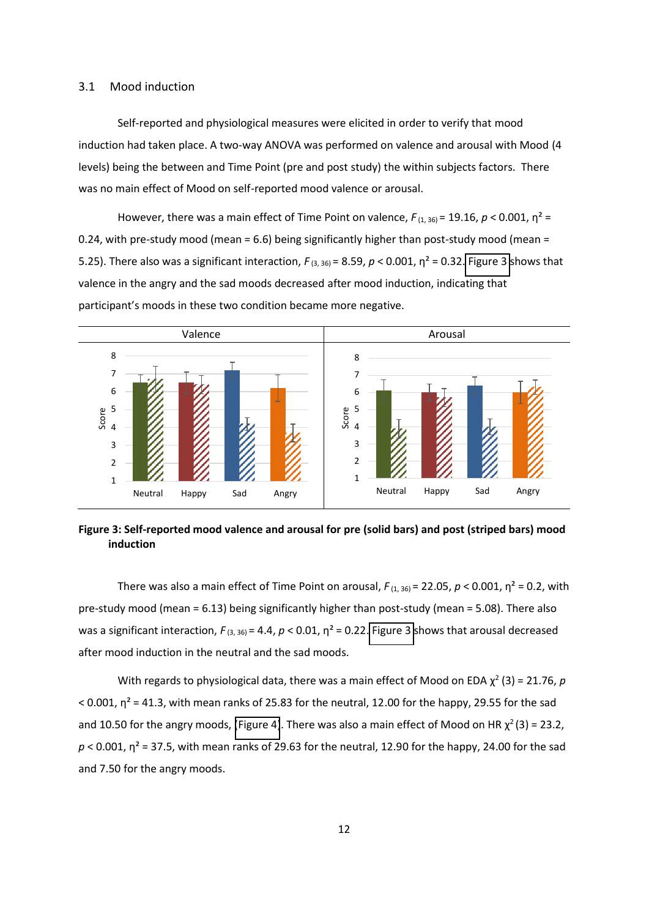### 3.1 Mood induction

Self-reported and physiological measures were elicited in order to verify that mood induction had taken place. A two-way ANOVA was performed on valence and arousal with Mood (4 levels) being the between and Time Point (pre and post study) the within subjects factors. There was no main effect of Mood on self-reported mood valence or arousal.

However, there was a main effect of Time Point on valence, $F_{(1, 36)} = 19.16$, $p < 0.001$, $\eta^2 = 0.24$, with pre-study mood (mean = 6.6) being significantly higher than post-study mood (mean = 5.25). There also was a significant interaction, $F_{(3, 36)} = 8.59$, $p < 0.001$, $\eta^2 = 0.32$. Figure 3 shows that valence in the angry and the sad moods decreased after mood induction, indicating that participant's moods in these two condition became more negative.

Valence

Score

8
7
6
5
4
3
2
1

Neutral Happy Sad Angry

Arousal

Score

8
7
6
5
4
3
2
1

Neutral Happy Sad Angry

**Figure 3: Self-reported mood valence and arousal for pre (solid bars) and post (striped bars) mood induction**

There was also a main effect of Time Point on arousal, $F_{(1, 36)} = 22.05$, $p < 0.001$, $\eta^2 = 0.2$, with pre-study mood (mean = 6.13) being significantly higher than post-study (mean = 5.08). There also was a significant interaction, $F_{(3, 36)} = 4.4$, $p < 0.01$, $\eta^2 = 0.22$. Figure 3 shows that arousal decreased after mood induction in the neutral and the sad moods.

With regards to physiological data, there was a main effect of Mood on EDA $\chi^2$ (3) = 21.76, $p < 0.001$, $\eta^2 = 41.3$, with mean ranks of 25.83 for the neutral, 12.00 for the happy, 29.55 for the sad and 10.50 for the angry moods, (Figure 4). There was also a main effect of Mood on HR $\chi^2$(3) = 23.2, $p < 0.001$, $\eta^2 = 37.5$, with mean ranks of 29.63 for the neutral, 12.90 for the happy, 24.00 for the sad and 7.50 for the angry moods.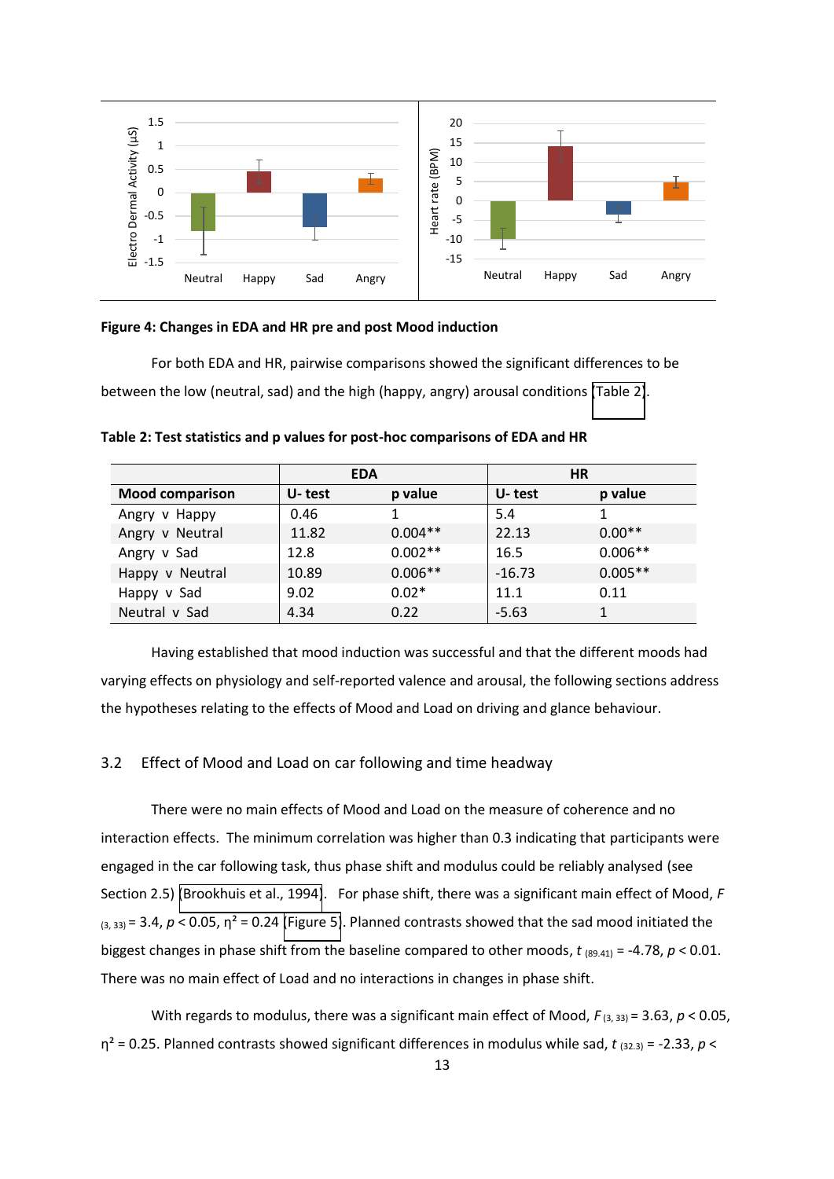1.5
1
0.5
0
-0.5
-1
-1.5
Electro Dermal Activity (µS)
Neutral Happy Sad Angry

20
15
10
5
0
-5
-10
-15
Heart rate (BPM)
Neutral Happy Sad Angry

**Figure 4: Changes in EDA and HR pre and post Mood induction**

For both EDA and HR, pairwise comparisons showed the significant differences to be between the low (neutral, sad) and the high (happy, angry) arousal conditions (Table 2).

**Table 2: Test statistics and p values for post-hoc comparisons of EDA and HR**

| | EDA | | HR | |
|---|---|---|---|---|
| **Mood comparison** | **U- test** | **p value** | **U- test** | **p value** |
| Angry v Happy | 0.46 | 1 | 5.4 | 1 |
| Angry v Neutral | 11.82 | 0.004** | 22.13 | 0.00** |
| Angry v Sad | 12.8 | 0.002** | 16.5 | 0.006** |
| Happy v Neutral | 10.89 | 0.006** | -16.73 | 0.005** |
| Happy v Sad | 9.02 | 0.02* | 11.1 | 0.11 |
| Neutral v Sad | 4.34 | 0.22 | -5.63 | 1 |

Having established that mood induction was successful and that the different moods had varying effects on physiology and self-reported valence and arousal, the following sections address the hypotheses relating to the effects of Mood and Load on driving and glance behaviour.

## 3.2 Effect of Mood and Load on car following and time headway

There were no main effects of Mood and Load on the measure of coherence and no interaction effects. The minimum correlation was higher than 0.3 indicating that participants were engaged in the car following task, thus phase shift and modulus could be reliably analysed (see Section 2.5) (Brookhuis et al., 1994). For phase shift, there was a significant main effect of Mood, $F_{(3, 33)} = 3.4$, $p < 0.05$, $\eta^2 = 0.24$ (Figure 5). Planned contrasts showed that the sad mood initiated the biggest changes in phase shift from the baseline compared to other moods, $t_{(89.41)} = -4.78$, $p < 0.01$. There was no main effect of Load and no interactions in changes in phase shift.

With regards to modulus, there was a significant main effect of Mood, $F_{(3, 33)} = 3.63$, $p < 0.05$, $\eta^2 = 0.25$. Planned contrasts showed significant differences in modulus while sad, $t_{(32.3)} = -2.33$, $p <$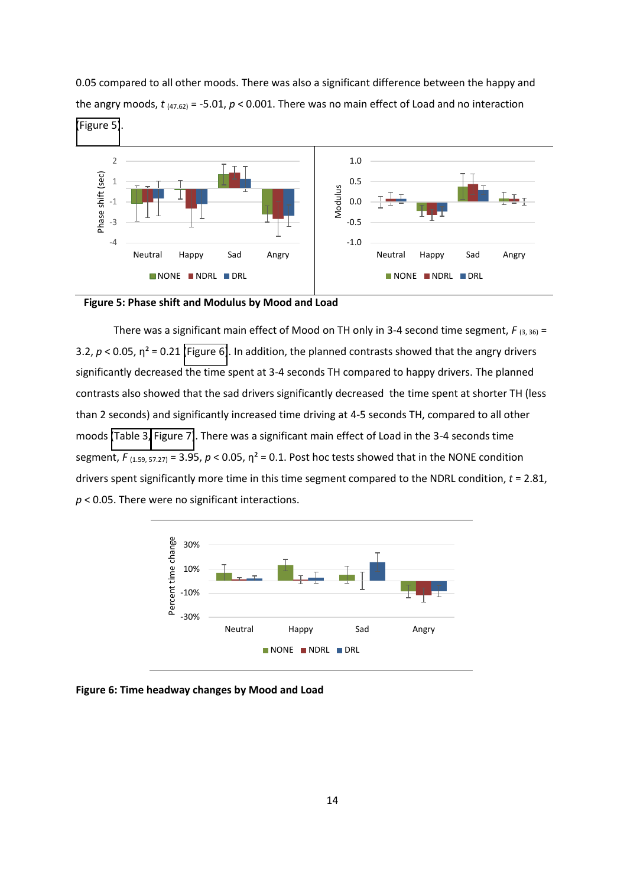0.05 compared to all other moods. There was also a significant difference between the happy and the angry moods, $t_{(47.62)} = -5.01$, $p < 0.001$. There was no main effect of Load and no interaction (Figure 5).

Phase shift (sec)
2
1
-1
-3
-4
Neutral Happy Sad Angry
NONE NDRL DRL

Modulus
1.0
0.5
0.0
-0.5
-1.0
Neutral Happy Sad Angry
NONE NDRL DRL

**Figure 5: Phase shift and Modulus by Mood and Load**

There was a significant main effect of Mood on TH only in 3-4 second time segment, $F_{(3, 36)} = 3.2$, $p < 0.05$, $\eta^2 = 0.21$ (Figure 6). In addition, the planned contrasts showed that the angry drivers significantly decreased the time spent at 3-4 seconds TH compared to happy drivers. The planned contrasts also showed that the sad drivers significantly decreased the time spent at shorter TH (less than 2 seconds) and significantly increased time driving at 4-5 seconds TH, compared to all other moods (Table 3, Figure 7). There was a significant main effect of Load in the 3-4 seconds time segment, $F_{(1.59, 57.27)} = 3.95$, $p < 0.05$, $\eta^2 = 0.1$. Post hoc tests showed that in the NONE condition drivers spent significantly more time in this time segment compared to the NDRL condition, $t = 2.81$, $p < 0.05$. There were no significant interactions.

Percent time change
30%
10%
-10%
-30%
Neutral Happy Sad Angry
NONE NDRL DRL

**Figure 6: Time headway changes by Mood and Load**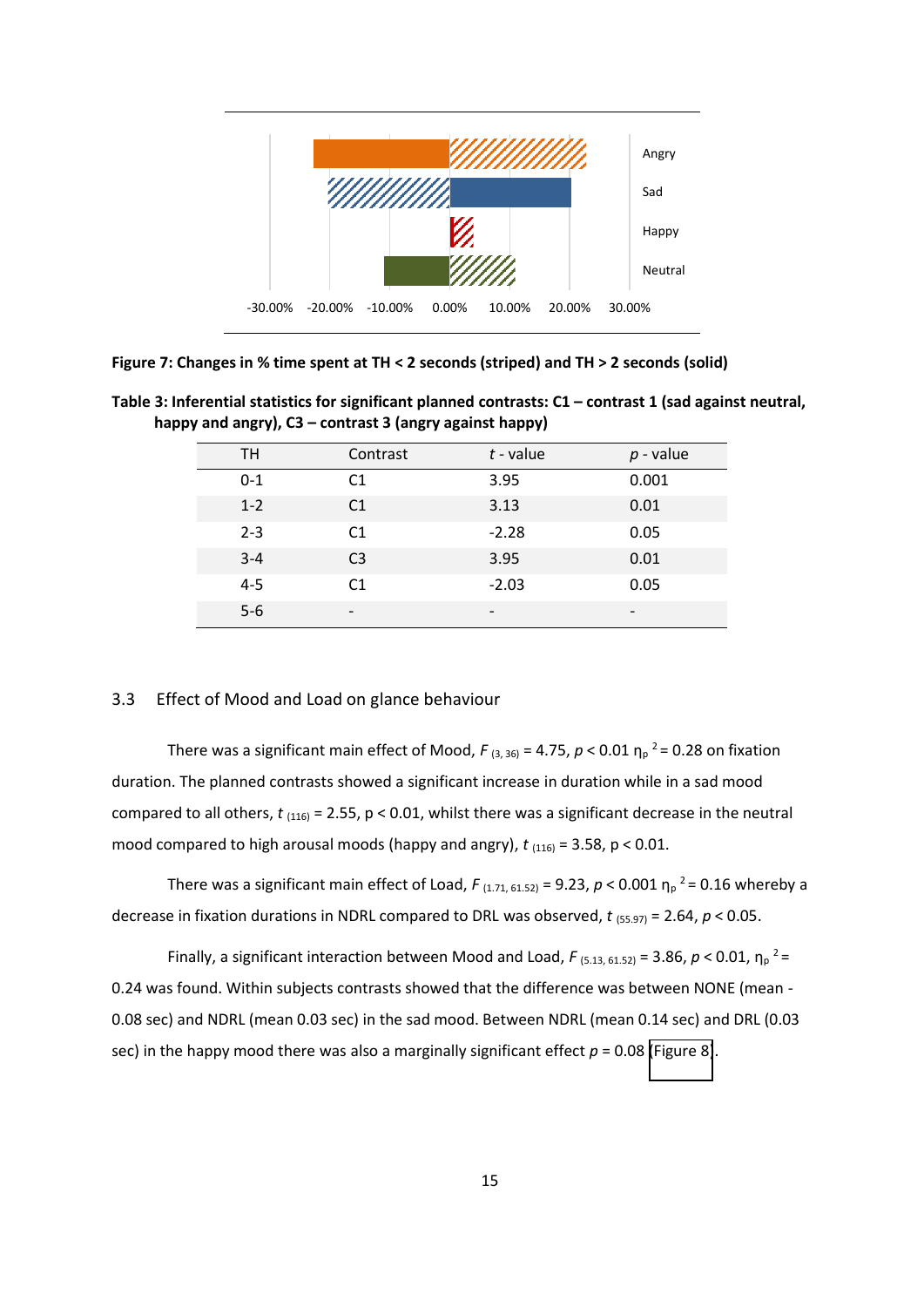Angry
Sad
Happy
Neutral

-30.00% -20.00% -10.00% 0.00% 10.00% 20.00% 30.00%

**Figure 7: Changes in % time spent at TH < 2 seconds (striped) and TH > 2 seconds (solid)**

**Table 3: Inferential statistics for significant planned contrasts: C1 – contrast 1 (sad against neutral, happy and angry), C3 – contrast 3 (angry against happy)**

| TH | Contrast | *t* - value | *p* - value |
|---|---|---|---|
| 0-1 | C1 | 3.95 | 0.001 |
| 1-2 | C1 | 3.13 | 0.01 |
| 2-3 | C1 | -2.28 | 0.05 |
| 3-4 | C3 | 3.95 | 0.01 |
| 4-5 | C1 | -2.03 | 0.05 |
| 5-6 | - | - | - |

### 3.3 Effect of Mood and Load on glance behaviour

There was a significant main effect of Mood, $F_{(3, 36)} = 4.75$, $p < 0.01$ $\eta_p^2 = 0.28$ on fixation duration. The planned contrasts showed a significant increase in duration while in a sad mood compared to all others, $t_{(116)} = 2.55$, $p < 0.01$, whilst there was a significant decrease in the neutral mood compared to high arousal moods (happy and angry), $t_{(116)} = 3.58$, $p < 0.01$.

There was a significant main effect of Load, $F_{(1.71, 61.52)} = 9.23$, $p < 0.001$ $\eta_p^2 = 0.16$ whereby a decrease in fixation durations in NDRL compared to DRL was observed, $t_{(55.97)} = 2.64$, $p < 0.05$.

Finally, a significant interaction between Mood and Load, $F_{(5.13, 61.52)} = 3.86$, $p < 0.01$, $\eta_p^2 = 0.24$ was found. Within subjects contrasts showed that the difference was between NONE (mean -0.08 sec) and NDRL (mean 0.03 sec) in the sad mood. Between NDRL (mean 0.14 sec) and DRL (0.03 sec) in the happy mood there was also a marginally significant effect $p = 0.08$ (Figure 8).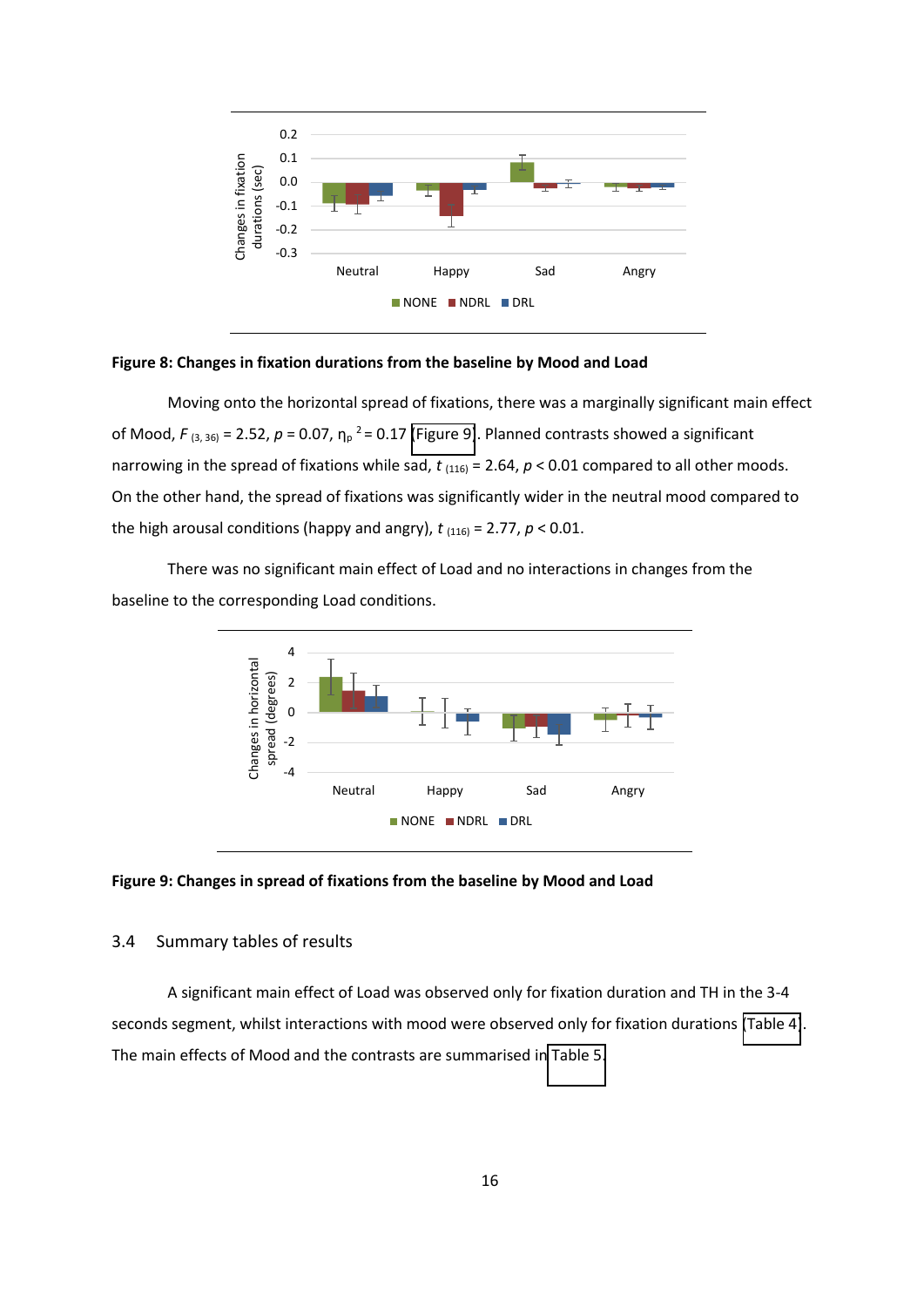0.2
0.1
0.0
-0.1
-0.2
-0.3

Changes in fixation durations (sec)

Neutral
Happy
Sad
Angry

NONE NDRL DRL

**Figure 8: Changes in fixation durations from the baseline by Mood and Load**

Moving onto the horizontal spread of fixations, there was a marginally significant main effect of Mood, $F_{(3, 36)} = 2.52$, $p = 0.07$, $\eta_p^2 = 0.17$ (Figure 9). Planned contrasts showed a significant narrowing in the spread of fixations while sad, $t_{(116)} = 2.64$, $p < 0.01$ compared to all other moods. On the other hand, the spread of fixations was significantly wider in the neutral mood compared to the high arousal conditions (happy and angry), $t_{(116)} = 2.77$, $p < 0.01$.

There was no significant main effect of Load and no interactions in changes from the baseline to the corresponding Load conditions.

4
2
0
-2
-4

Changes in horizontal spread (degrees)

Neutral
Happy
Sad
Angry

NONE NDRL DRL

**Figure 9: Changes in spread of fixations from the baseline by Mood and Load**

## 3.4 Summary tables of results

A significant main effect of Load was observed only for fixation duration and TH in the 3-4 seconds segment, whilst interactions with mood were observed only for fixation durations (Table 4). The main effects of Mood and the contrasts are summarised in Table 5.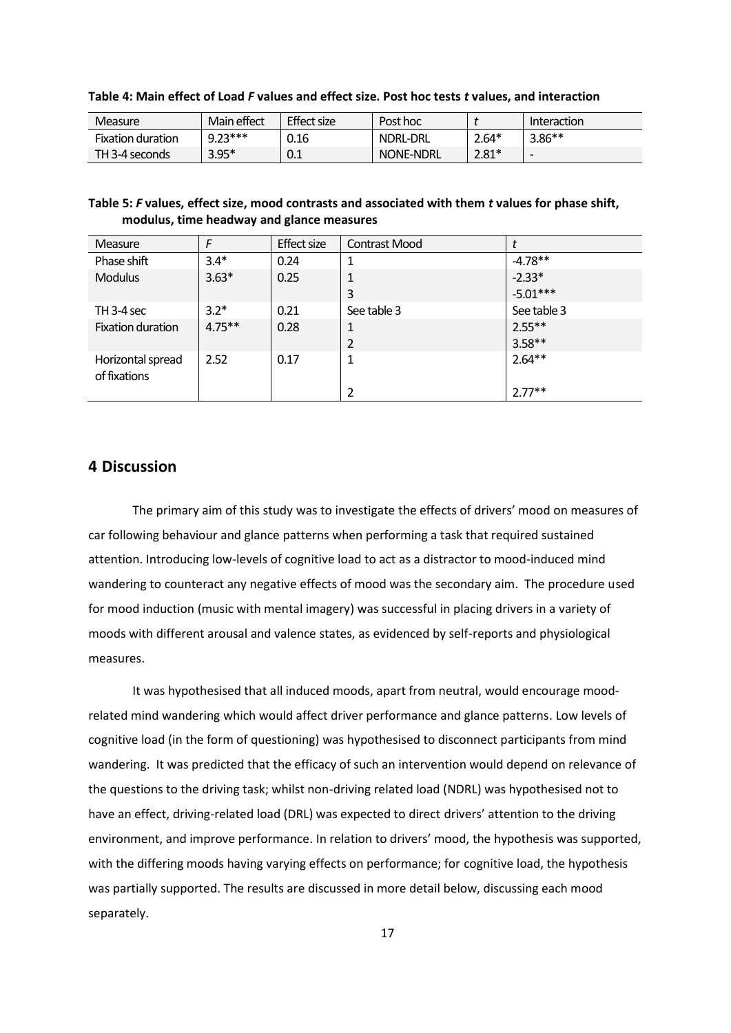**Table 4: Main effect of Load *F* values and effect size. Post hoc tests *t* values, and interaction**

| Measure | Main effect | Effect size | Post hoc | *t* | Interaction |
|---|---|---|---|---|---|
| Fixation duration | 9.23*** | 0.16 | NDRL-DRL | 2.64* | 3.86** |
| TH 3-4 seconds | 3.95* | 0.1 | NONE-NDRL | 2.81* | - |

**Table 5: *F* values, effect size, mood contrasts and associated with them *t* values for phase shift, modulus, time headway and glance measures**

| Measure | *F* | Effect size | Contrast Mood | *t* |
|---|---|---|---|---|
| Phase shift | 3.4* | 0.24 | 1 | -4.78** |
| Modulus | 3.63* | 0.25 | 1 | -2.33* |
| | | | 3 | -5.01*** |
| TH 3-4 sec | 3.2* | 0.21 | See table 3 | See table 3 |
| Fixation duration | 4.75** | 0.28 | 1 | 2.55** |
| | | | 2 | 3.58** |
| Horizontal spread of fixations | 2.52 | 0.17 | 1 | 2.64** |
| | | | 2 | 2.77** |

## 4 Discussion

The primary aim of this study was to investigate the effects of drivers' mood on measures of car following behaviour and glance patterns when performing a task that required sustained attention. Introducing low-levels of cognitive load to act as a distractor to mood-induced mind wandering to counteract any negative effects of mood was the secondary aim. The procedure used for mood induction (music with mental imagery) was successful in placing drivers in a variety of moods with different arousal and valence states, as evidenced by self-reports and physiological measures.

It was hypothesised that all induced moods, apart from neutral, would encourage mood-related mind wandering which would affect driver performance and glance patterns. Low levels of cognitive load (in the form of questioning) was hypothesised to disconnect participants from mind wandering. It was predicted that the efficacy of such an intervention would depend on relevance of the questions to the driving task; whilst non-driving related load (NDRL) was hypothesised not to have an effect, driving-related load (DRL) was expected to direct drivers' attention to the driving environment, and improve performance. In relation to drivers' mood, the hypothesis was supported, with the differing moods having varying effects on performance; for cognitive load, the hypothesis was partially supported. The results are discussed in more detail below, discussing each mood separately.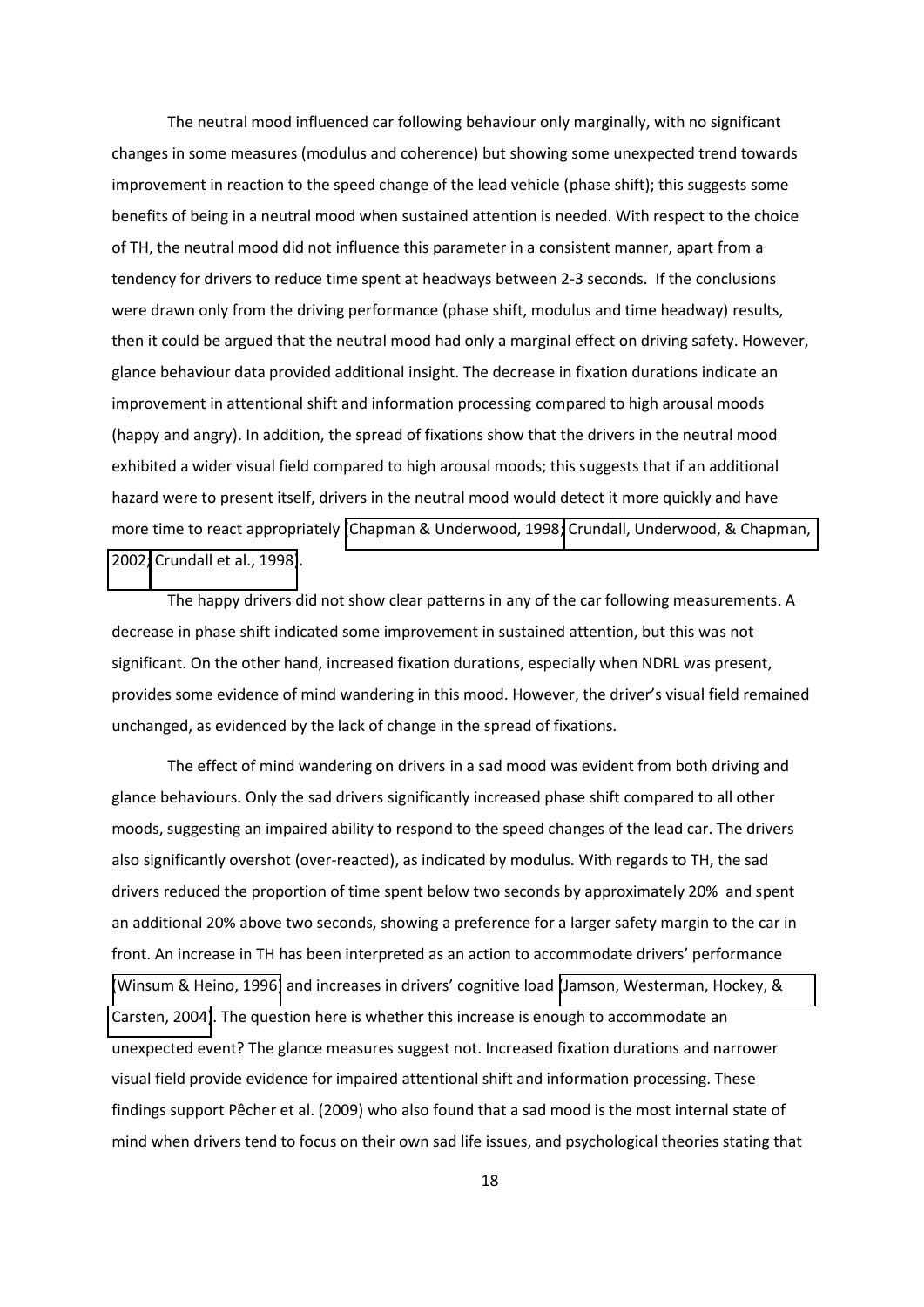The neutral mood influenced car following behaviour only marginally, with no significant changes in some measures (modulus and coherence) but showing some unexpected trend towards improvement in reaction to the speed change of the lead vehicle (phase shift); this suggests some benefits of being in a neutral mood when sustained attention is needed. With respect to the choice of TH, the neutral mood did not influence this parameter in a consistent manner, apart from a tendency for drivers to reduce time spent at headways between 2-3 seconds. If the conclusions were drawn only from the driving performance (phase shift, modulus and time headway) results, then it could be argued that the neutral mood had only a marginal effect on driving safety. However, glance behaviour data provided additional insight. The decrease in fixation durations indicate an improvement in attentional shift and information processing compared to high arousal moods (happy and angry). In addition, the spread of fixations show that the drivers in the neutral mood exhibited a wider visual field compared to high arousal moods; this suggests that if an additional hazard were to present itself, drivers in the neutral mood would detect it more quickly and have more time to react appropriately (Chapman & Underwood, 1998; Crundall, Underwood, & Chapman, 2002; Crundall et al., 1998).

The happy drivers did not show clear patterns in any of the car following measurements. A decrease in phase shift indicated some improvement in sustained attention, but this was not significant. On the other hand, increased fixation durations, especially when NDRL was present, provides some evidence of mind wandering in this mood. However, the driver's visual field remained unchanged, as evidenced by the lack of change in the spread of fixations.

The effect of mind wandering on drivers in a sad mood was evident from both driving and glance behaviours. Only the sad drivers significantly increased phase shift compared to all other moods, suggesting an impaired ability to respond to the speed changes of the lead car. The drivers also significantly overshot (over-reacted), as indicated by modulus. With regards to TH, the sad drivers reduced the proportion of time spent below two seconds by approximately 20% and spent an additional 20% above two seconds, showing a preference for a larger safety margin to the car in front. An increase in TH has been interpreted as an action to accommodate drivers' performance (Winsum & Heino, 1996) and increases in drivers' cognitive load (Jamson, Westerman, Hockey, & Carsten, 2004). The question here is whether this increase is enough to accommodate an unexpected event? The glance measures suggest not. Increased fixation durations and narrower visual field provide evidence for impaired attentional shift and information processing. These findings support Pêcher et al. (2009) who also found that a sad mood is the most internal state of mind when drivers tend to focus on their own sad life issues, and psychological theories stating that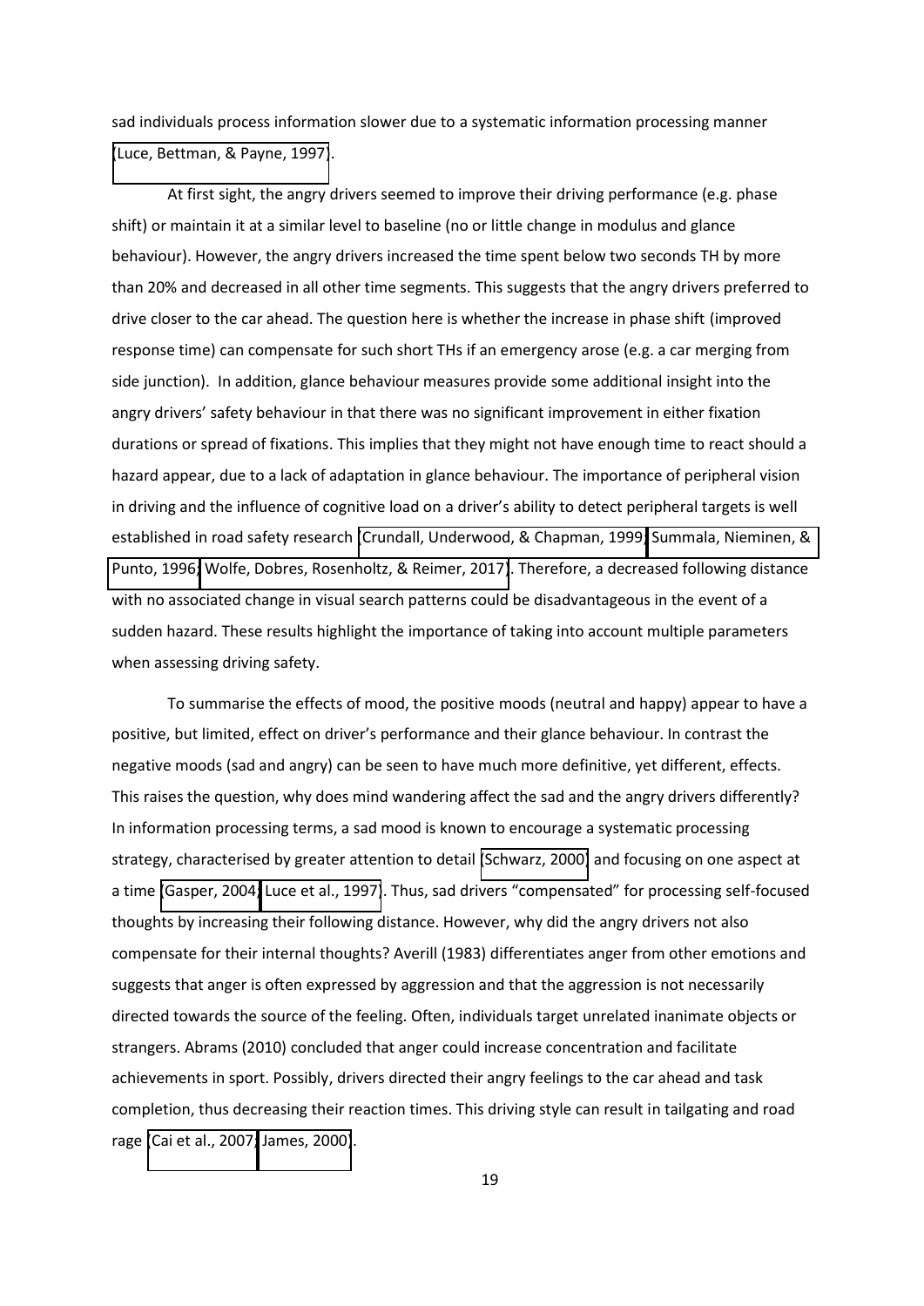sad individuals process information slower due to a systematic information processing manner (Luce, Bettman, & Payne, 1997).

At first sight, the angry drivers seemed to improve their driving performance (e.g. phase shift) or maintain it at a similar level to baseline (no or little change in modulus and glance behaviour). However, the angry drivers increased the time spent below two seconds TH by more than 20% and decreased in all other time segments. This suggests that the angry drivers preferred to drive closer to the car ahead. The question here is whether the increase in phase shift (improved response time) can compensate for such short THs if an emergency arose (e.g. a car merging from side junction). In addition, glance behaviour measures provide some additional insight into the angry drivers' safety behaviour in that there was no significant improvement in either fixation durations or spread of fixations. This implies that they might not have enough time to react should a hazard appear, due to a lack of adaptation in glance behaviour. The importance of peripheral vision in driving and the influence of cognitive load on a driver's ability to detect peripheral targets is well established in road safety research (Crundall, Underwood, & Chapman, 1999; Summala, Nieminen, & Punto, 1996; Wolfe, Dobres, Rosenholtz, & Reimer, 2017). Therefore, a decreased following distance with no associated change in visual search patterns could be disadvantageous in the event of a sudden hazard. These results highlight the importance of taking into account multiple parameters when assessing driving safety.

To summarise the effects of mood, the positive moods (neutral and happy) appear to have a positive, but limited, effect on driver's performance and their glance behaviour. In contrast the negative moods (sad and angry) can be seen to have much more definitive, yet different, effects. This raises the question, why does mind wandering affect the sad and the angry drivers differently? In information processing terms, a sad mood is known to encourage a systematic processing strategy, characterised by greater attention to detail (Schwarz, 2000) and focusing on one aspect at a time (Gasper, 2004; Luce et al., 1997). Thus, sad drivers "compensated" for processing self-focused thoughts by increasing their following distance. However, why did the angry drivers not also compensate for their internal thoughts? Averill (1983) differentiates anger from other emotions and suggests that anger is often expressed by aggression and that the aggression is not necessarily directed towards the source of the feeling. Often, individuals target unrelated inanimate objects or strangers. Abrams (2010) concluded that anger could increase concentration and facilitate achievements in sport. Possibly, drivers directed their angry feelings to the car ahead and task completion, thus decreasing their reaction times. This driving style can result in tailgating and road rage (Cai et al., 2007; James, 2000).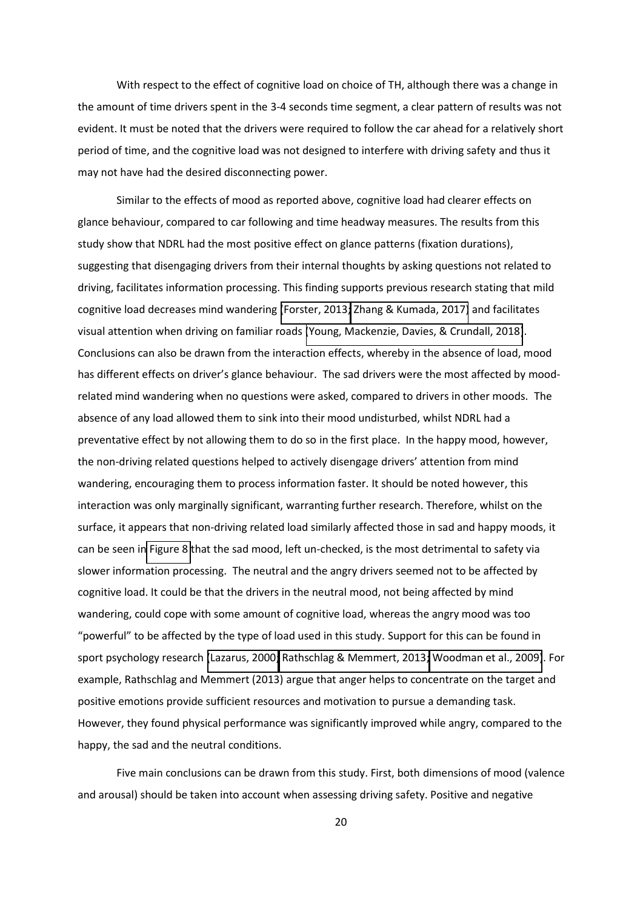With respect to the effect of cognitive load on choice of TH, although there was a change in the amount of time drivers spent in the 3-4 seconds time segment, a clear pattern of results was not evident. It must be noted that the drivers were required to follow the car ahead for a relatively short period of time, and the cognitive load was not designed to interfere with driving safety and thus it may not have had the desired disconnecting power.

Similar to the effects of mood as reported above, cognitive load had clearer effects on glance behaviour, compared to car following and time headway measures. The results from this study show that NDRL had the most positive effect on glance patterns (fixation durations), suggesting that disengaging drivers from their internal thoughts by asking questions not related to driving, facilitates information processing. This finding supports previous research stating that mild cognitive load decreases mind wandering (Forster, 2013; Zhang & Kumada, 2017) and facilitates visual attention when driving on familiar roads (Young, Mackenzie, Davies, & Crundall, 2018). Conclusions can also be drawn from the interaction effects, whereby in the absence of load, mood has different effects on driver's glance behaviour. The sad drivers were the most affected by mood-related mind wandering when no questions were asked, compared to drivers in other moods. The absence of any load allowed them to sink into their mood undisturbed, whilst NDRL had a preventative effect by not allowing them to do so in the first place. In the happy mood, however, the non-driving related questions helped to actively disengage drivers' attention from mind wandering, encouraging them to process information faster. It should be noted however, this interaction was only marginally significant, warranting further research. Therefore, whilst on the surface, it appears that non-driving related load similarly affected those in sad and happy moods, it can be seen in Figure 8 that the sad mood, left un-checked, is the most detrimental to safety via slower information processing. The neutral and the angry drivers seemed not to be affected by cognitive load. It could be that the drivers in the neutral mood, not being affected by mind wandering, could cope with some amount of cognitive load, whereas the angry mood was too "powerful" to be affected by the type of load used in this study. Support for this can be found in sport psychology research (Lazarus, 2000; Rathschlag & Memmert, 2013; Woodman et al., 2009). For example, Rathschlag and Memmert (2013) argue that anger helps to concentrate on the target and positive emotions provide sufficient resources and motivation to pursue a demanding task. However, they found physical performance was significantly improved while angry, compared to the happy, the sad and the neutral conditions.

Five main conclusions can be drawn from this study. First, both dimensions of mood (valence and arousal) should be taken into account when assessing driving safety. Positive and negative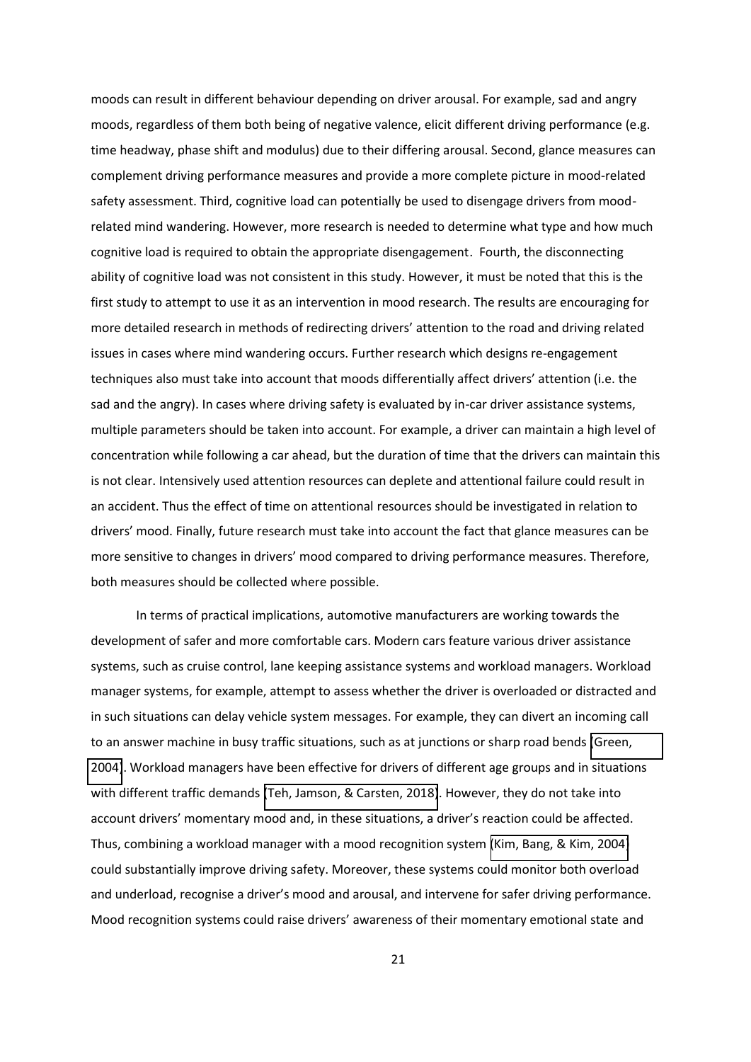moods can result in different behaviour depending on driver arousal. For example, sad and angry moods, regardless of them both being of negative valence, elicit different driving performance (e.g. time headway, phase shift and modulus) due to their differing arousal. Second, glance measures can complement driving performance measures and provide a more complete picture in mood-related safety assessment. Third, cognitive load can potentially be used to disengage drivers from mood-related mind wandering. However, more research is needed to determine what type and how much cognitive load is required to obtain the appropriate disengagement. Fourth, the disconnecting ability of cognitive load was not consistent in this study. However, it must be noted that this is the first study to attempt to use it as an intervention in mood research. The results are encouraging for more detailed research in methods of redirecting drivers' attention to the road and driving related issues in cases where mind wandering occurs. Further research which designs re-engagement techniques also must take into account that moods differentially affect drivers' attention (i.e. the sad and the angry). In cases where driving safety is evaluated by in-car driver assistance systems, multiple parameters should be taken into account. For example, a driver can maintain a high level of concentration while following a car ahead, but the duration of time that the drivers can maintain this is not clear. Intensively used attention resources can deplete and attentional failure could result in an accident. Thus the effect of time on attentional resources should be investigated in relation to drivers' mood. Finally, future research must take into account the fact that glance measures can be more sensitive to changes in drivers' mood compared to driving performance measures. Therefore, both measures should be collected where possible.

In terms of practical implications, automotive manufacturers are working towards the development of safer and more comfortable cars. Modern cars feature various driver assistance systems, such as cruise control, lane keeping assistance systems and workload managers. Workload manager systems, for example, attempt to assess whether the driver is overloaded or distracted and in such situations can delay vehicle system messages. For example, they can divert an incoming call to an answer machine in busy traffic situations, such as at junctions or sharp road bends (Green, 2004). Workload managers have been effective for drivers of different age groups and in situations with different traffic demands (Teh, Jamson, & Carsten, 2018). However, they do not take into account drivers' momentary mood and, in these situations, a driver's reaction could be affected. Thus, combining a workload manager with a mood recognition system (Kim, Bang, & Kim, 2004) could substantially improve driving safety. Moreover, these systems could monitor both overload and underload, recognise a driver's mood and arousal, and intervene for safer driving performance. Mood recognition systems could raise drivers' awareness of their momentary emotional state and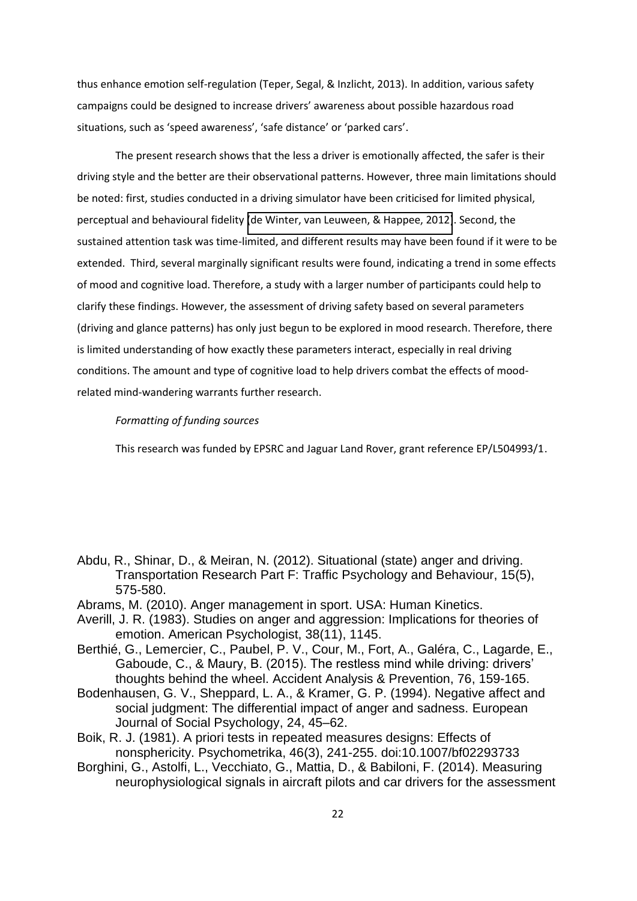thus enhance emotion self-regulation (Teper, Segal, & Inzlicht, 2013). In addition, various safety campaigns could be designed to increase drivers' awareness about possible hazardous road situations, such as 'speed awareness', 'safe distance' or 'parked cars'.

The present research shows that the less a driver is emotionally affected, the safer is their driving style and the better are their observational patterns. However, three main limitations should be noted: first, studies conducted in a driving simulator have been criticised for limited physical, perceptual and behavioural fidelity (de Winter, van Leuween, & Happee, 2012). Second, the sustained attention task was time-limited, and different results may have been found if it were to be extended. Third, several marginally significant results were found, indicating a trend in some effects of mood and cognitive load. Therefore, a study with a larger number of participants could help to clarify these findings. However, the assessment of driving safety based on several parameters (driving and glance patterns) has only just begun to be explored in mood research. Therefore, there is limited understanding of how exactly these parameters interact, especially in real driving conditions. The amount and type of cognitive load to help drivers combat the effects of mood-related mind-wandering warrants further research.

*Formatting of funding sources*

This research was funded by EPSRC and Jaguar Land Rover, grant reference EP/L504993/1.

Abdu, R., Shinar, D., & Meiran, N. (2012). Situational (state) anger and driving. Transportation Research Part F: Traffic Psychology and Behaviour, 15(5), 575-580.

Abrams, M. (2010). Anger management in sport. USA: Human Kinetics.

Averill, J. R. (1983). Studies on anger and aggression: Implications for theories of emotion. American Psychologist, 38(11), 1145.

Berthié, G., Lemercier, C., Paubel, P. V., Cour, M., Fort, A., Galéra, C., Lagarde, E., Gaboude, C., & Maury, B. (2015). The restless mind while driving: drivers' thoughts behind the wheel. Accident Analysis & Prevention, 76, 159-165.

Bodenhausen, G. V., Sheppard, L. A., & Kramer, G. P. (1994). Negative affect and social judgment: The differential impact of anger and sadness. European Journal of Social Psychology, 24, 45–62.

Boik, R. J. (1981). A priori tests in repeated measures designs: Effects of nonsphericity. Psychometrika, 46(3), 241-255. doi:10.1007/bf02293733

Borghini, G., Astolfi, L., Vecchiato, G., Mattia, D., & Babiloni, F. (2014). Measuring neurophysiological signals in aircraft pilots and car drivers for the assessment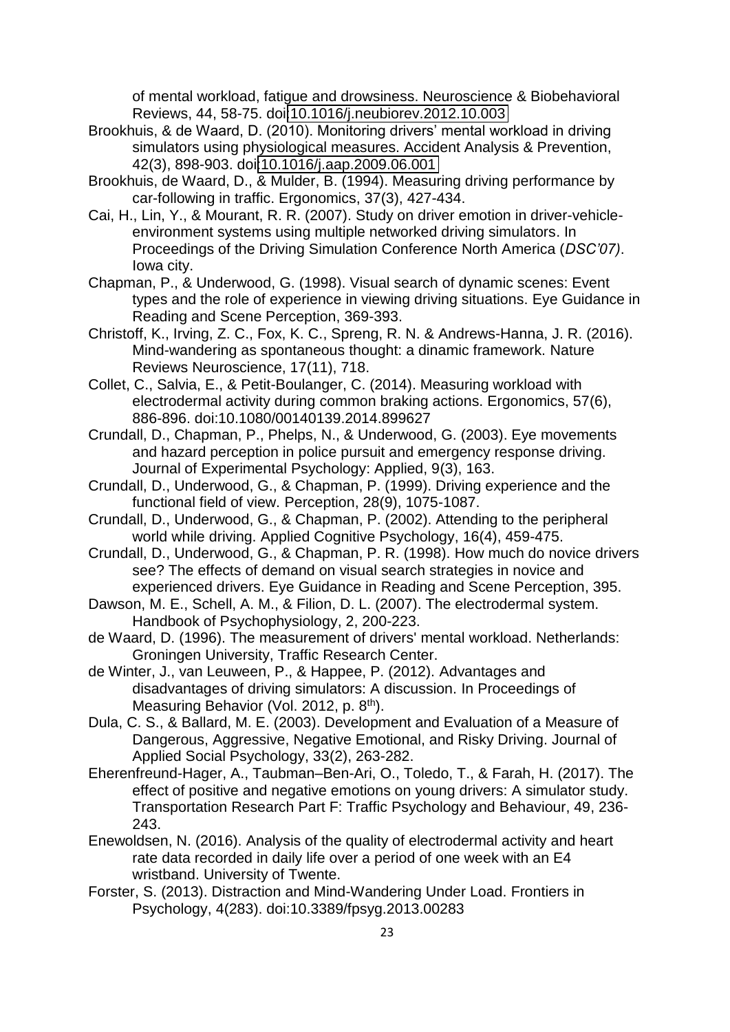of mental workload, fatigue and drowsiness. Neuroscience & Biobehavioral Reviews, 44, 58-75. doi:10.1016/j.neubiorev.2012.10.003

Brookhuis, & de Waard, D. (2010). Monitoring drivers' mental workload in driving simulators using physiological measures. Accident Analysis & Prevention, 42(3), 898-903. doi:10.1016/j.aap.2009.06.001

Brookhuis, de Waard, D., & Mulder, B. (1994). Measuring driving performance by car-following in traffic. Ergonomics, 37(3), 427-434.

Cai, H., Lin, Y., & Mourant, R. R. (2007). Study on driver emotion in driver-vehicle-environment systems using multiple networked driving simulators. In Proceedings of the Driving Simulation Conference North America (*DSC'07)*. Iowa city.

Chapman, P., & Underwood, G. (1998). Visual search of dynamic scenes: Event types and the role of experience in viewing driving situations. Eye Guidance in Reading and Scene Perception, 369-393.

Christoff, K., Irving, Z. C., Fox, K. C., Spreng, R. N. & Andrews-Hanna, J. R. (2016). Mind-wandering as spontaneous thought: a dinamic framework. Nature Reviews Neuroscience, 17(11), 718.

Collet, C., Salvia, E., & Petit-Boulanger, C. (2014). Measuring workload with electrodermal activity during common braking actions. Ergonomics, 57(6), 886-896. doi:10.1080/00140139.2014.899627

Crundall, D., Chapman, P., Phelps, N., & Underwood, G. (2003). Eye movements and hazard perception in police pursuit and emergency response driving. Journal of Experimental Psychology: Applied, 9(3), 163.

Crundall, D., Underwood, G., & Chapman, P. (1999). Driving experience and the functional field of view. Perception, 28(9), 1075-1087.

Crundall, D., Underwood, G., & Chapman, P. (2002). Attending to the peripheral world while driving. Applied Cognitive Psychology, 16(4), 459-475.

Crundall, D., Underwood, G., & Chapman, P. R. (1998). How much do novice drivers see? The effects of demand on visual search strategies in novice and experienced drivers. Eye Guidance in Reading and Scene Perception, 395.

Dawson, M. E., Schell, A. M., & Filion, D. L. (2007). The electrodermal system. Handbook of Psychophysiology, 2, 200-223.

de Waard, D. (1996). The measurement of drivers' mental workload. Netherlands: Groningen University, Traffic Research Center.

de Winter, J., van Leuween, P., & Happee, P. (2012). Advantages and disadvantages of driving simulators: A discussion. In Proceedings of Measuring Behavior (Vol. 2012, p. 8th).

Dula, C. S., & Ballard, M. E. (2003). Development and Evaluation of a Measure of Dangerous, Aggressive, Negative Emotional, and Risky Driving. Journal of Applied Social Psychology, 33(2), 263-282.

Eherenfreund-Hager, A., Taubman–Ben-Ari, O., Toledo, T., & Farah, H. (2017). The effect of positive and negative emotions on young drivers: A simulator study. Transportation Research Part F: Traffic Psychology and Behaviour, 49, 236-243.

Enewoldsen, N. (2016). Analysis of the quality of electrodermal activity and heart rate data recorded in daily life over a period of one week with an E4 wristband. University of Twente.

Forster, S. (2013). Distraction and Mind-Wandering Under Load. Frontiers in Psychology, 4(283). doi:10.3389/fpsyg.2013.00283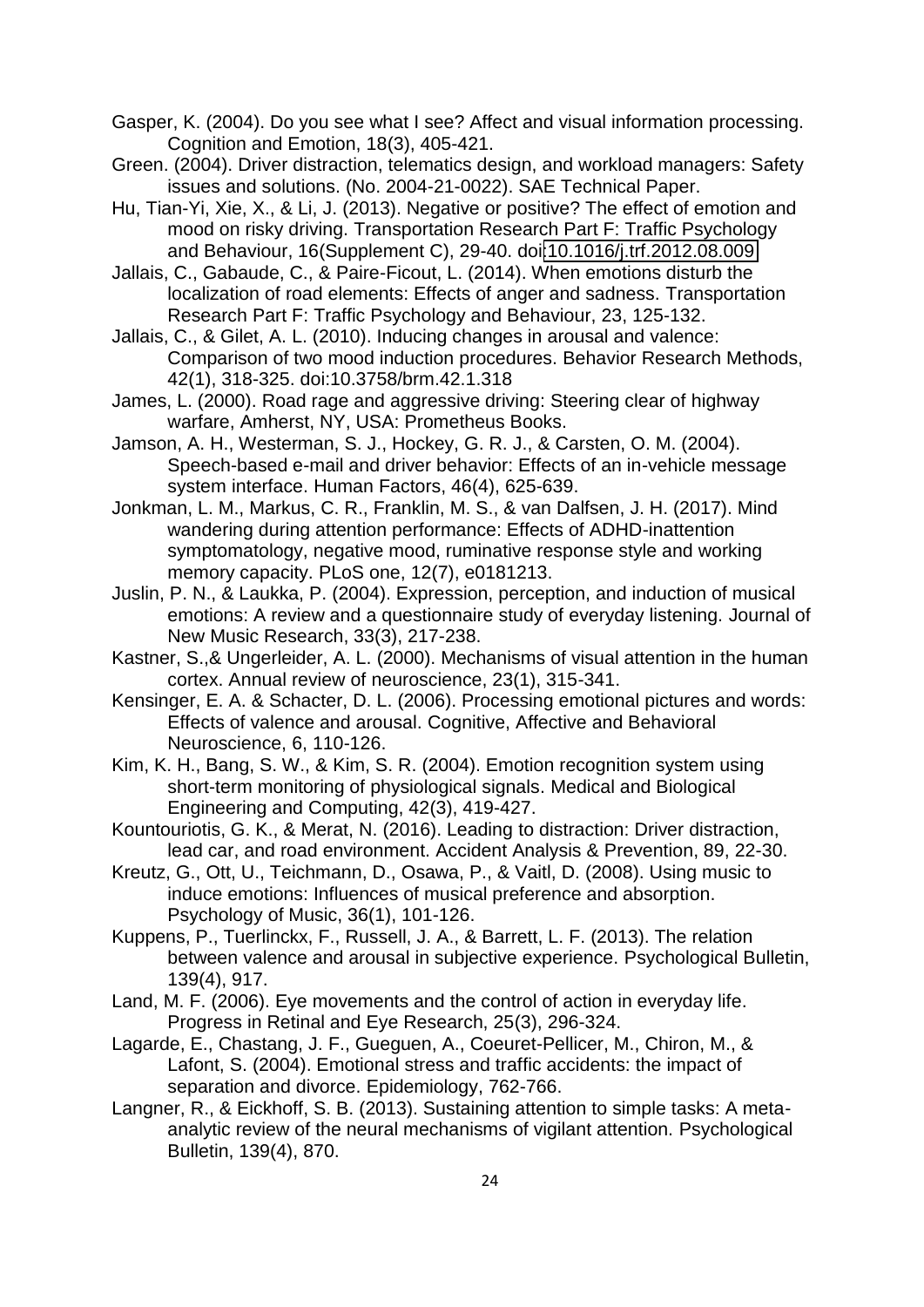Gasper, K. (2004). Do you see what I see? Affect and visual information processing. Cognition and Emotion, 18(3), 405-421.

Green. (2004). Driver distraction, telematics design, and workload managers: Safety issues and solutions. (No. 2004-21-0022). SAE Technical Paper.

Hu, Tian-Yi, Xie, X., & Li, J. (2013). Negative or positive? The effect of emotion and mood on risky driving. Transportation Research Part F: Traffic Psychology and Behaviour, 16(Supplement C), 29-40. doi:10.1016/j.trf.2012.08.009

Jallais, C., Gabaude, C., & Paire-Ficout, L. (2014). When emotions disturb the localization of road elements: Effects of anger and sadness. Transportation Research Part F: Traffic Psychology and Behaviour, 23, 125-132.

Jallais, C., & Gilet, A. L. (2010). Inducing changes in arousal and valence: Comparison of two mood induction procedures. Behavior Research Methods, 42(1), 318-325. doi:10.3758/brm.42.1.318

James, L. (2000). Road rage and aggressive driving: Steering clear of highway warfare, Amherst, NY, USA: Prometheus Books.

Jamson, A. H., Westerman, S. J., Hockey, G. R. J., & Carsten, O. M. (2004). Speech-based e-mail and driver behavior: Effects of an in-vehicle message system interface. Human Factors, 46(4), 625-639.

Jonkman, L. M., Markus, C. R., Franklin, M. S., & van Dalfsen, J. H. (2017). Mind wandering during attention performance: Effects of ADHD-inattention symptomatology, negative mood, ruminative response style and working memory capacity. PLoS one, 12(7), e0181213.

Juslin, P. N., & Laukka, P. (2004). Expression, perception, and induction of musical emotions: A review and a questionnaire study of everyday listening. Journal of New Music Research, 33(3), 217-238.

Kastner, S.,& Ungerleider, A. L. (2000). Mechanisms of visual attention in the human cortex. Annual review of neuroscience, 23(1), 315-341.

Kensinger, E. A. & Schacter, D. L. (2006). Processing emotional pictures and words: Effects of valence and arousal. Cognitive, Affective and Behavioral Neuroscience, 6, 110-126.

Kim, K. H., Bang, S. W., & Kim, S. R. (2004). Emotion recognition system using short-term monitoring of physiological signals. Medical and Biological Engineering and Computing, 42(3), 419-427.

Kountouriotis, G. K., & Merat, N. (2016). Leading to distraction: Driver distraction, lead car, and road environment. Accident Analysis & Prevention, 89, 22-30.

Kreutz, G., Ott, U., Teichmann, D., Osawa, P., & Vaitl, D. (2008). Using music to induce emotions: Influences of musical preference and absorption. Psychology of Music, 36(1), 101-126.

Kuppens, P., Tuerlinckx, F., Russell, J. A., & Barrett, L. F. (2013). The relation between valence and arousal in subjective experience. Psychological Bulletin, 139(4), 917.

Land, M. F. (2006). Eye movements and the control of action in everyday life. Progress in Retinal and Eye Research, 25(3), 296-324.

Lagarde, E., Chastang, J. F., Gueguen, A., Coeuret-Pellicer, M., Chiron, M., & Lafont, S. (2004). Emotional stress and traffic accidents: the impact of separation and divorce. Epidemiology, 762-766.

Langner, R., & Eickhoff, S. B. (2013). Sustaining attention to simple tasks: A meta-analytic review of the neural mechanisms of vigilant attention. Psychological Bulletin, 139(4), 870.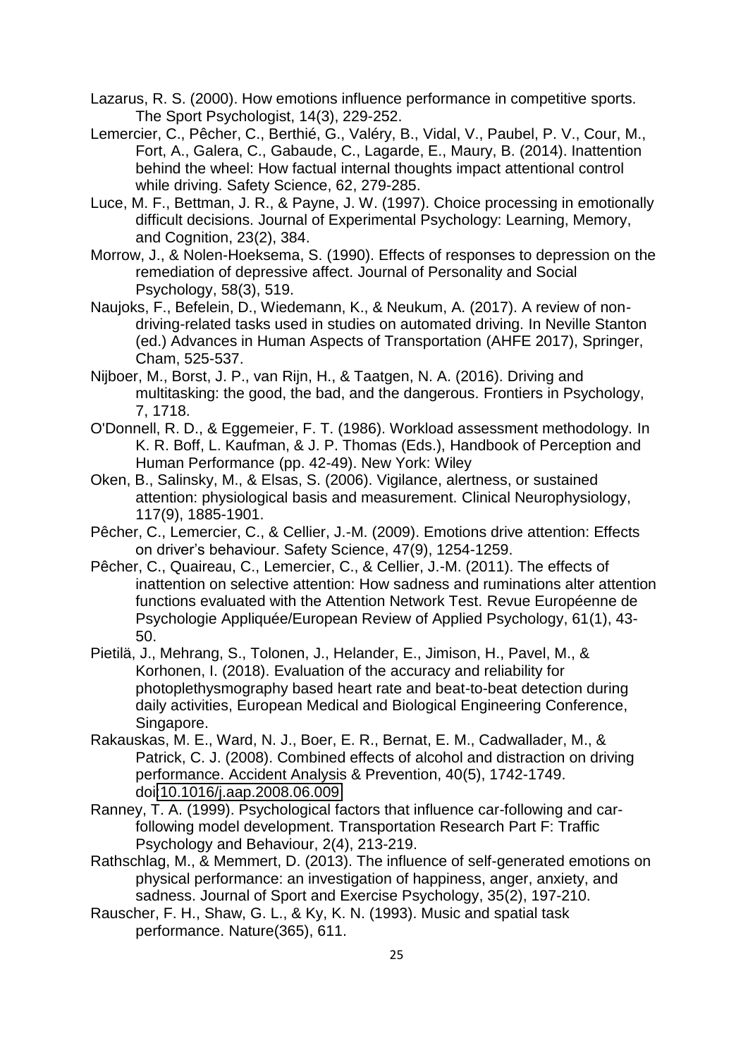Lazarus, R. S. (2000). How emotions influence performance in competitive sports. The Sport Psychologist, 14(3), 229-252.

Lemercier, C., Pêcher, C., Berthié, G., Valéry, B., Vidal, V., Paubel, P. V., Cour, M., Fort, A., Galera, C., Gabaude, C., Lagarde, E., Maury, B. (2014). Inattention behind the wheel: How factual internal thoughts impact attentional control while driving. Safety Science, 62, 279-285.

Luce, M. F., Bettman, J. R., & Payne, J. W. (1997). Choice processing in emotionally difficult decisions. Journal of Experimental Psychology: Learning, Memory, and Cognition, 23(2), 384.

Morrow, J., & Nolen-Hoeksema, S. (1990). Effects of responses to depression on the remediation of depressive affect. Journal of Personality and Social Psychology, 58(3), 519.

Naujoks, F., Befelein, D., Wiedemann, K., & Neukum, A. (2017). A review of non-driving-related tasks used in studies on automated driving. In Neville Stanton (ed.) Advances in Human Aspects of Transportation (AHFE 2017), Springer, Cham, 525-537.

Nijboer, M., Borst, J. P., van Rijn, H., & Taatgen, N. A. (2016). Driving and multitasking: the good, the bad, and the dangerous. Frontiers in Psychology, 7, 1718.

O'Donnell, R. D., & Eggemeier, F. T. (1986). Workload assessment methodology. In K. R. Boff, L. Kaufman, & J. P. Thomas (Eds.), Handbook of Perception and Human Performance (pp. 42-49). New York: Wiley

Oken, B., Salinsky, M., & Elsas, S. (2006). Vigilance, alertness, or sustained attention: physiological basis and measurement. Clinical Neurophysiology, 117(9), 1885-1901.

Pêcher, C., Lemercier, C., & Cellier, J.-M. (2009). Emotions drive attention: Effects on driver's behaviour. Safety Science, 47(9), 1254-1259.

Pêcher, C., Quaireau, C., Lemercier, C., & Cellier, J.-M. (2011). The effects of inattention on selective attention: How sadness and ruminations alter attention functions evaluated with the Attention Network Test. Revue Européenne de Psychologie Appliquée/European Review of Applied Psychology, 61(1), 43-50.

Pietilä, J., Mehrang, S., Tolonen, J., Helander, E., Jimison, H., Pavel, M., & Korhonen, I. (2018). Evaluation of the accuracy and reliability for photoplethysmography based heart rate and beat-to-beat detection during daily activities, European Medical and Biological Engineering Conference, Singapore.

Rakauskas, M. E., Ward, N. J., Boer, E. R., Bernat, E. M., Cadwallader, M., & Patrick, C. J. (2008). Combined effects of alcohol and distraction on driving performance. Accident Analysis & Prevention, 40(5), 1742-1749. doi:10.1016/j.aap.2008.06.009

Ranney, T. A. (1999). Psychological factors that influence car-following and car-following model development. Transportation Research Part F: Traffic Psychology and Behaviour, 2(4), 213-219.

Rathschlag, M., & Memmert, D. (2013). The influence of self-generated emotions on physical performance: an investigation of happiness, anger, anxiety, and sadness. Journal of Sport and Exercise Psychology, 35(2), 197-210.

Rauscher, F. H., Shaw, G. L., & Ky, K. N. (1993). Music and spatial task performance. Nature(365), 611.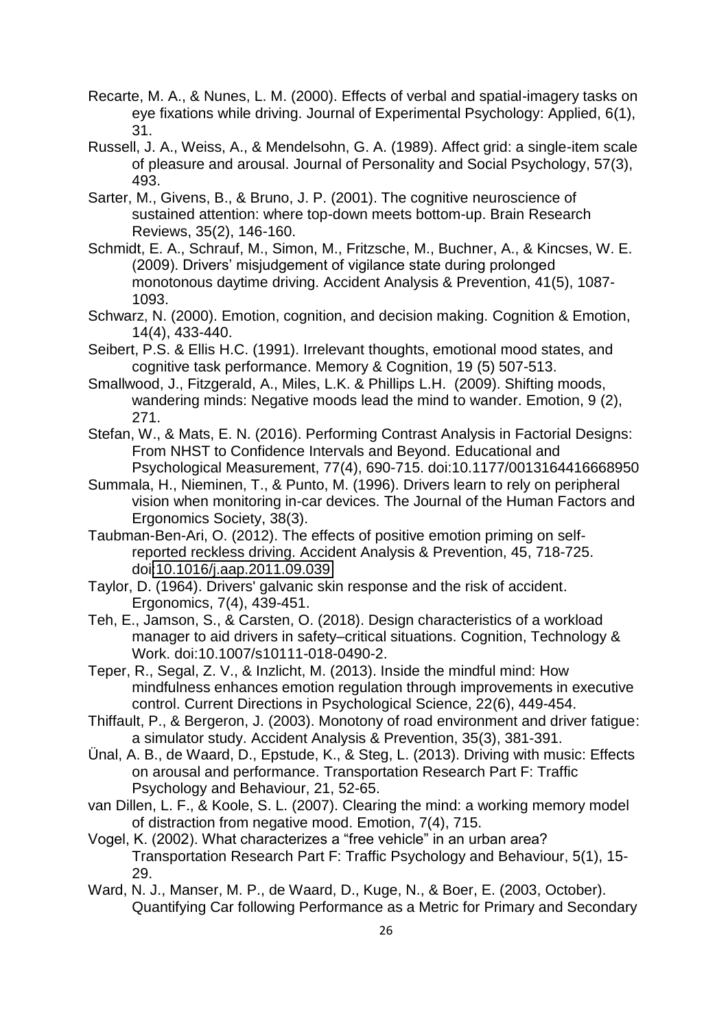Recarte, M. A., & Nunes, L. M. (2000). Effects of verbal and spatial-imagery tasks on eye fixations while driving. Journal of Experimental Psychology: Applied, 6(1), 31.

Russell, J. A., Weiss, A., & Mendelsohn, G. A. (1989). Affect grid: a single-item scale of pleasure and arousal. Journal of Personality and Social Psychology, 57(3), 493.

Sarter, M., Givens, B., & Bruno, J. P. (2001). The cognitive neuroscience of sustained attention: where top-down meets bottom-up. Brain Research Reviews, 35(2), 146-160.

Schmidt, E. A., Schrauf, M., Simon, M., Fritzsche, M., Buchner, A., & Kincses, W. E. (2009). Drivers' misjudgement of vigilance state during prolonged monotonous daytime driving. Accident Analysis & Prevention, 41(5), 1087-1093.

Schwarz, N. (2000). Emotion, cognition, and decision making. Cognition & Emotion, 14(4), 433-440.

Seibert, P.S. & Ellis H.C. (1991). Irrelevant thoughts, emotional mood states, and cognitive task performance. Memory & Cognition, 19 (5) 507-513.

Smallwood, J., Fitzgerald, A., Miles, L.K. & Phillips L.H. (2009). Shifting moods, wandering minds: Negative moods lead the mind to wander. Emotion, 9 (2), 271.

Stefan, W., & Mats, E. N. (2016). Performing Contrast Analysis in Factorial Designs: From NHST to Confidence Intervals and Beyond. Educational and Psychological Measurement, 77(4), 690-715. doi:10.1177/0013164416668950

Summala, H., Nieminen, T., & Punto, M. (1996). Drivers learn to rely on peripheral vision when monitoring in-car devices. The Journal of the Human Factors and Ergonomics Society, 38(3).

Taubman-Ben-Ari, O. (2012). The effects of positive emotion priming on self-reported reckless driving. Accident Analysis & Prevention, 45, 718-725. doi:10.1016/j.aap.2011.09.039

Taylor, D. (1964). Drivers' galvanic skin response and the risk of accident. Ergonomics, 7(4), 439-451.

Teh, E., Jamson, S., & Carsten, O. (2018). Design characteristics of a workload manager to aid drivers in safety–critical situations. Cognition, Technology & Work. doi:10.1007/s10111-018-0490-2.

Teper, R., Segal, Z. V., & Inzlicht, M. (2013). Inside the mindful mind: How mindfulness enhances emotion regulation through improvements in executive control. Current Directions in Psychological Science, 22(6), 449-454.

Thiffault, P., & Bergeron, J. (2003). Monotony of road environment and driver fatigue: a simulator study. Accident Analysis & Prevention, 35(3), 381-391.

Ünal, A. B., de Waard, D., Epstude, K., & Steg, L. (2013). Driving with music: Effects on arousal and performance. Transportation Research Part F: Traffic Psychology and Behaviour, 21, 52-65.

van Dillen, L. F., & Koole, S. L. (2007). Clearing the mind: a working memory model of distraction from negative mood. Emotion, 7(4), 715.

Vogel, K. (2002). What characterizes a "free vehicle" in an urban area? Transportation Research Part F: Traffic Psychology and Behaviour, 5(1), 15-29.

Ward, N. J., Manser, M. P., de Waard, D., Kuge, N., & Boer, E. (2003, October). Quantifying Car following Performance as a Metric for Primary and Secondary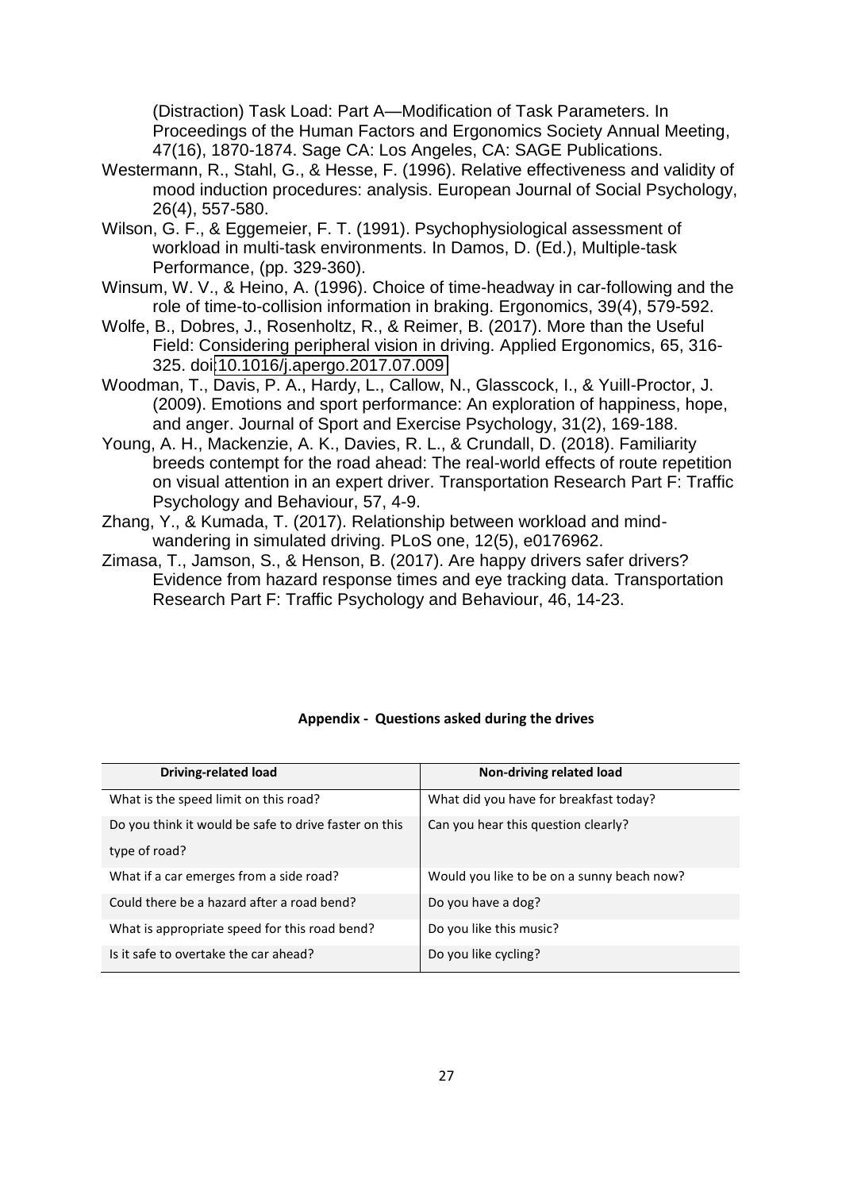(Distraction) Task Load: Part A—Modification of Task Parameters. In Proceedings of the Human Factors and Ergonomics Society Annual Meeting, 47(16), 1870-1874. Sage CA: Los Angeles, CA: SAGE Publications.

Westermann, R., Stahl, G., & Hesse, F. (1996). Relative effectiveness and validity of mood induction procedures: analysis. European Journal of Social Psychology, 26(4), 557-580.

Wilson, G. F., & Eggemeier, F. T. (1991). Psychophysiological assessment of workload in multi-task environments. In Damos, D. (Ed.), Multiple-task Performance, (pp. 329-360).

Winsum, W. V., & Heino, A. (1996). Choice of time-headway in car-following and the role of time-to-collision information in braking. Ergonomics, 39(4), 579-592.

Wolfe, B., Dobres, J., Rosenholtz, R., & Reimer, B. (2017). More than the Useful Field: Considering peripheral vision in driving. Applied Ergonomics, 65, 316-325. doi:10.1016/j.apergo.2017.07.009

Woodman, T., Davis, P. A., Hardy, L., Callow, N., Glasscock, I., & Yuill-Proctor, J. (2009). Emotions and sport performance: An exploration of happiness, hope, and anger. Journal of Sport and Exercise Psychology, 31(2), 169-188.

Young, A. H., Mackenzie, A. K., Davies, R. L., & Crundall, D. (2018). Familiarity breeds contempt for the road ahead: The real-world effects of route repetition on visual attention in an expert driver. Transportation Research Part F: Traffic Psychology and Behaviour, 57, 4-9.

Zhang, Y., & Kumada, T. (2017). Relationship between workload and mind-wandering in simulated driving. PLoS one, 12(5), e0176962.

Zimasa, T., Jamson, S., & Henson, B. (2017). Are happy drivers safer drivers? Evidence from hazard response times and eye tracking data. Transportation Research Part F: Traffic Psychology and Behaviour, 46, 14-23.

**Appendix - Questions asked during the drives**

| Driving-related load | Non-driving related load |
|---|---|
| What is the speed limit on this road? | What did you have for breakfast today? |
| Do you think it would be safe to drive faster on this type of road? | Can you hear this question clearly? |
| What if a car emerges from a side road? | Would you like to be on a sunny beach now? |
| Could there be a hazard after a road bend? | Do you have a dog? |
| What is appropriate speed for this road bend? | Do you like this music? |
| Is it safe to overtake the car ahead? | Do you like cycling? |